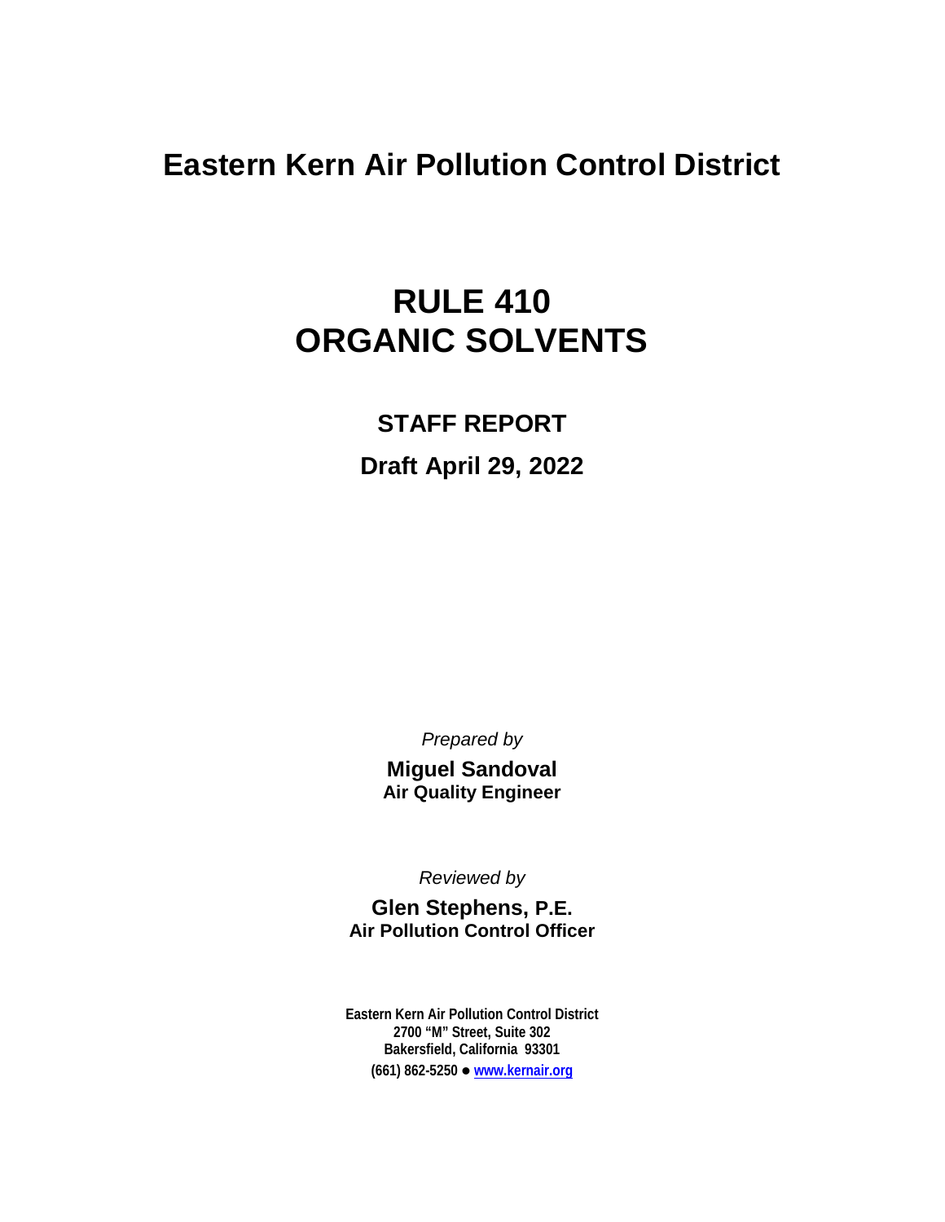# Eastern Kern Air Pollution Control District

# RULE 410
# ORGANIC SOLVENTS

## STAFF REPORT

## Draft April 29, 2022

*Prepared by*

**Miguel Sandoval**
**Air Quality Engineer**

*Reviewed by*

**Glen Stephens, P.E.**
**Air Pollution Control Officer**

**Eastern Kern Air Pollution Control District**
**2700 "M" Street, Suite 302**
**Bakersfield, California 93301**
**(661) 862-5250 ● www.kernair.org**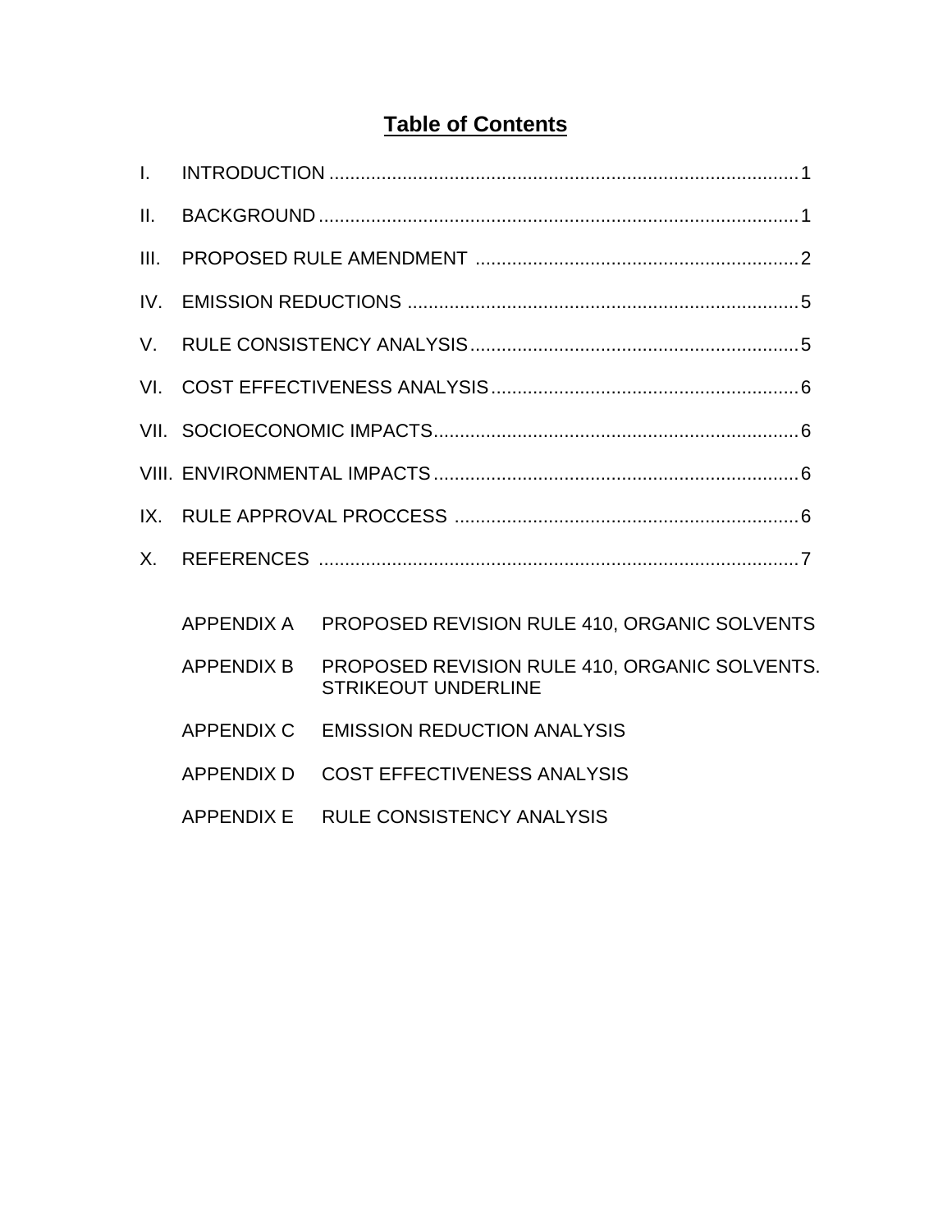# Table of Contents

| | | |
|---|---|---|
| I. | INTRODUCTION | 1 |
| II. | BACKGROUND | 1 |
| III. | PROPOSED RULE AMENDMENT | 2 |
| IV. | EMISSION REDUCTIONS | 5 |
| V. | RULE CONSISTENCY ANALYSIS | 5 |
| VI. | COST EFFECTIVENESS ANALYSIS | 6 |
| VII. | SOCIOECONOMIC IMPACTS | 6 |
| VIII. | ENVIRONMENTAL IMPACTS | 6 |
| IX. | RULE APPROVAL PROCCESS | 6 |
| X. | REFERENCES | 7 |

| | |
|---|---|
| APPENDIX A | PROPOSED REVISION RULE 410, ORGANIC SOLVENTS |
| APPENDIX B | PROPOSED REVISION RULE 410, ORGANIC SOLVENTS. STRIKEOUT UNDERLINE |
| APPENDIX C | EMISSION REDUCTION ANALYSIS |
| APPENDIX D | COST EFFECTIVENESS ANALYSIS |
| APPENDIX E | RULE CONSISTENCY ANALYSIS |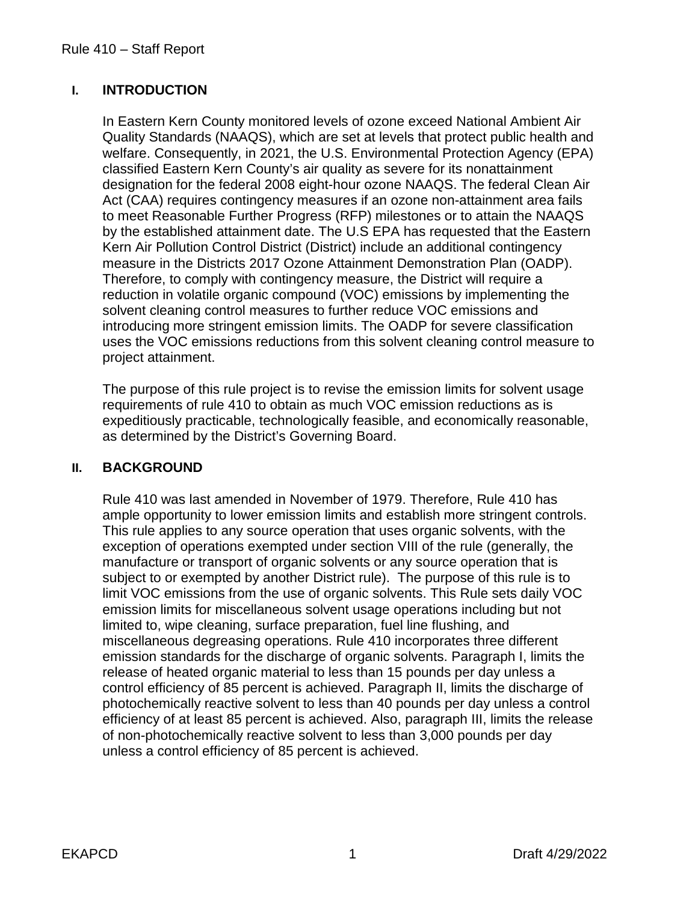## I. INTRODUCTION

In Eastern Kern County monitored levels of ozone exceed National Ambient Air Quality Standards (NAAQS), which are set at levels that protect public health and welfare. Consequently, in 2021, the U.S. Environmental Protection Agency (EPA) classified Eastern Kern County's air quality as severe for its nonattainment designation for the federal 2008 eight-hour ozone NAAQS. The federal Clean Air Act (CAA) requires contingency measures if an ozone non-attainment area fails to meet Reasonable Further Progress (RFP) milestones or to attain the NAAQS by the established attainment date. The U.S EPA has requested that the Eastern Kern Air Pollution Control District (District) include an additional contingency measure in the Districts 2017 Ozone Attainment Demonstration Plan (OADP). Therefore, to comply with contingency measure, the District will require a reduction in volatile organic compound (VOC) emissions by implementing the solvent cleaning control measures to further reduce VOC emissions and introducing more stringent emission limits. The OADP for severe classification uses the VOC emissions reductions from this solvent cleaning control measure to project attainment.

The purpose of this rule project is to revise the emission limits for solvent usage requirements of rule 410 to obtain as much VOC emission reductions as is expeditiously practicable, technologically feasible, and economically reasonable, as determined by the District's Governing Board.

## II. BACKGROUND

Rule 410 was last amended in November of 1979. Therefore, Rule 410 has ample opportunity to lower emission limits and establish more stringent controls. This rule applies to any source operation that uses organic solvents, with the exception of operations exempted under section VIII of the rule (generally, the manufacture or transport of organic solvents or any source operation that is subject to or exempted by another District rule). The purpose of this rule is to limit VOC emissions from the use of organic solvents. This Rule sets daily VOC emission limits for miscellaneous solvent usage operations including but not limited to, wipe cleaning, surface preparation, fuel line flushing, and miscellaneous degreasing operations. Rule 410 incorporates three different emission standards for the discharge of organic solvents. Paragraph I, limits the release of heated organic material to less than 15 pounds per day unless a control efficiency of 85 percent is achieved. Paragraph II, limits the discharge of photochemically reactive solvent to less than 40 pounds per day unless a control efficiency of at least 85 percent is achieved. Also, paragraph III, limits the release of non-photochemically reactive solvent to less than 3,000 pounds per day unless a control efficiency of 85 percent is achieved.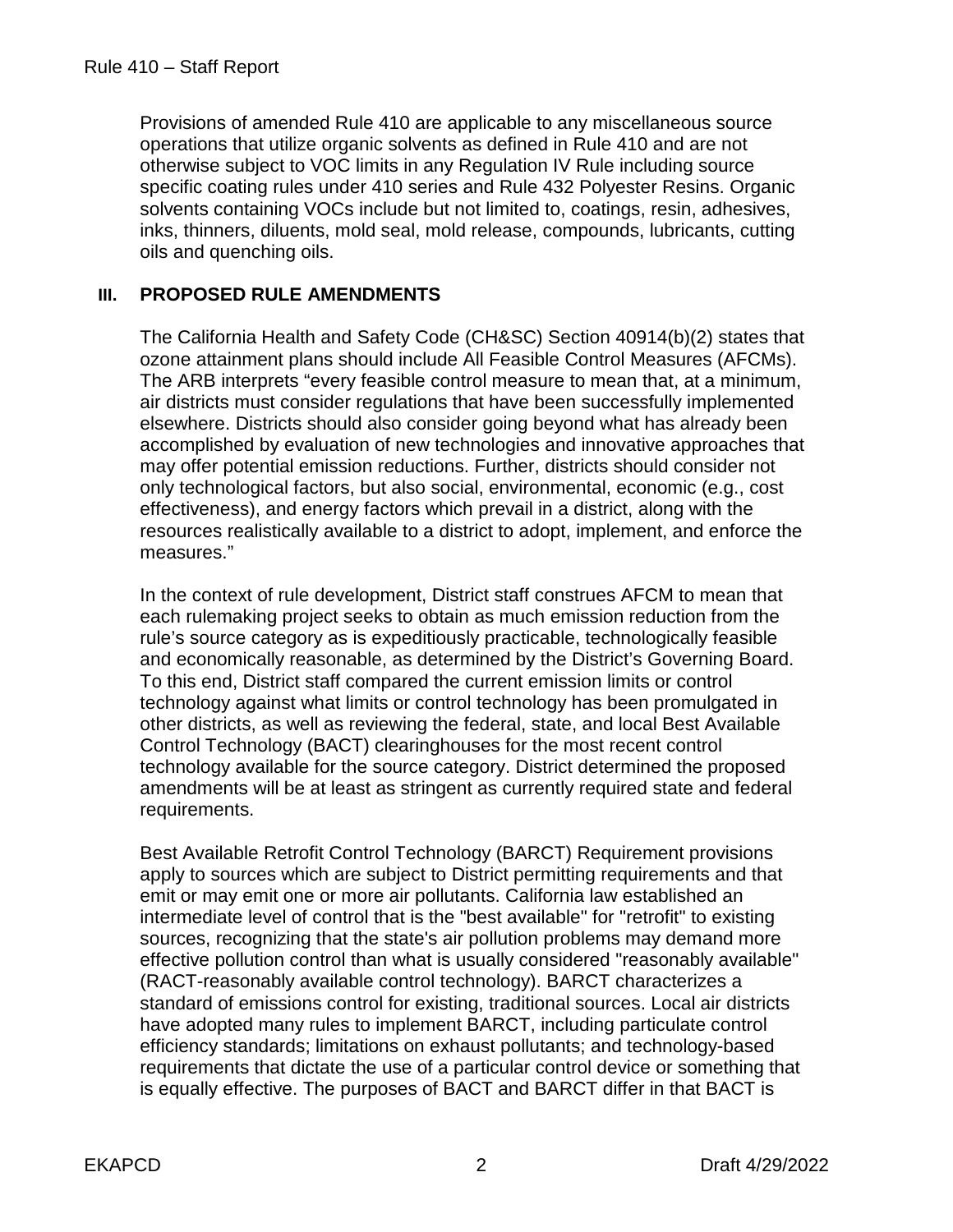Provisions of amended Rule 410 are applicable to any miscellaneous source operations that utilize organic solvents as defined in Rule 410 and are not otherwise subject to VOC limits in any Regulation IV Rule including source specific coating rules under 410 series and Rule 432 Polyester Resins. Organic solvents containing VOCs include but not limited to, coatings, resin, adhesives, inks, thinners, diluents, mold seal, mold release, compounds, lubricants, cutting oils and quenching oils.

## III. PROPOSED RULE AMENDMENTS

The California Health and Safety Code (CH&SC) Section 40914(b)(2) states that ozone attainment plans should include All Feasible Control Measures (AFCMs). The ARB interprets "every feasible control measure to mean that, at a minimum, air districts must consider regulations that have been successfully implemented elsewhere. Districts should also consider going beyond what has already been accomplished by evaluation of new technologies and innovative approaches that may offer potential emission reductions. Further, districts should consider not only technological factors, but also social, environmental, economic (e.g., cost effectiveness), and energy factors which prevail in a district, along with the resources realistically available to a district to adopt, implement, and enforce the measures."

In the context of rule development, District staff construes AFCM to mean that each rulemaking project seeks to obtain as much emission reduction from the rule's source category as is expeditiously practicable, technologically feasible and economically reasonable, as determined by the District's Governing Board. To this end, District staff compared the current emission limits or control technology against what limits or control technology has been promulgated in other districts, as well as reviewing the federal, state, and local Best Available Control Technology (BACT) clearinghouses for the most recent control technology available for the source category. District determined the proposed amendments will be at least as stringent as currently required state and federal requirements.

Best Available Retrofit Control Technology (BARCT) Requirement provisions apply to sources which are subject to District permitting requirements and that emit or may emit one or more air pollutants. California law established an intermediate level of control that is the "best available" for "retrofit" to existing sources, recognizing that the state's air pollution problems may demand more effective pollution control than what is usually considered "reasonably available" (RACT-reasonably available control technology). BARCT characterizes a standard of emissions control for existing, traditional sources. Local air districts have adopted many rules to implement BARCT, including particulate control efficiency standards; limitations on exhaust pollutants; and technology-based requirements that dictate the use of a particular control device or something that is equally effective. The purposes of BACT and BARCT differ in that BACT is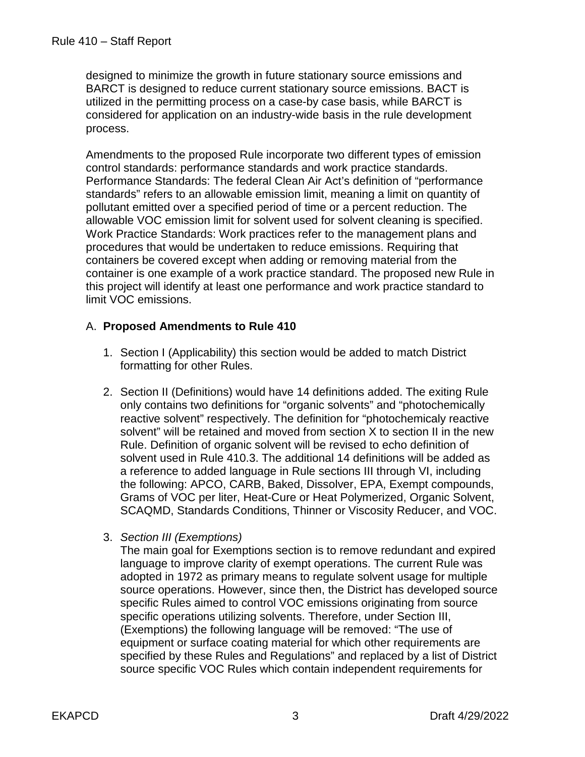designed to minimize the growth in future stationary source emissions and BARCT is designed to reduce current stationary source emissions. BACT is utilized in the permitting process on a case-by case basis, while BARCT is considered for application on an industry-wide basis in the rule development process.

Amendments to the proposed Rule incorporate two different types of emission control standards: performance standards and work practice standards. Performance Standards: The federal Clean Air Act's definition of "performance standards" refers to an allowable emission limit, meaning a limit on quantity of pollutant emitted over a specified period of time or a percent reduction. The allowable VOC emission limit for solvent used for solvent cleaning is specified. Work Practice Standards: Work practices refer to the management plans and procedures that would be undertaken to reduce emissions. Requiring that containers be covered except when adding or removing material from the container is one example of a work practice standard. The proposed new Rule in this project will identify at least one performance and work practice standard to limit VOC emissions.

## A. **Proposed Amendments to Rule 410**

1. Section I (Applicability) this section would be added to match District formatting for other Rules.

2. Section II (Definitions) would have 14 definitions added. The exiting Rule only contains two definitions for "organic solvents" and "photochemically reactive solvent" respectively. The definition for "photochemicaly reactive solvent" will be retained and moved from section X to section II in the new Rule. Definition of organic solvent will be revised to echo definition of solvent used in Rule 410.3. The additional 14 definitions will be added as a reference to added language in Rule sections III through VI, including the following: APCO, CARB, Baked, Dissolver, EPA, Exempt compounds, Grams of VOC per liter, Heat-Cure or Heat Polymerized, Organic Solvent, SCAQMD, Standards Conditions, Thinner or Viscosity Reducer, and VOC.

3. *Section III (Exemptions)*
   The main goal for Exemptions section is to remove redundant and expired language to improve clarity of exempt operations. The current Rule was adopted in 1972 as primary means to regulate solvent usage for multiple source operations. However, since then, the District has developed source specific Rules aimed to control VOC emissions originating from source specific operations utilizing solvents. Therefore, under Section III, (Exemptions) the following language will be removed: "The use of equipment or surface coating material for which other requirements are specified by these Rules and Regulations" and replaced by a list of District source specific VOC Rules which contain independent requirements for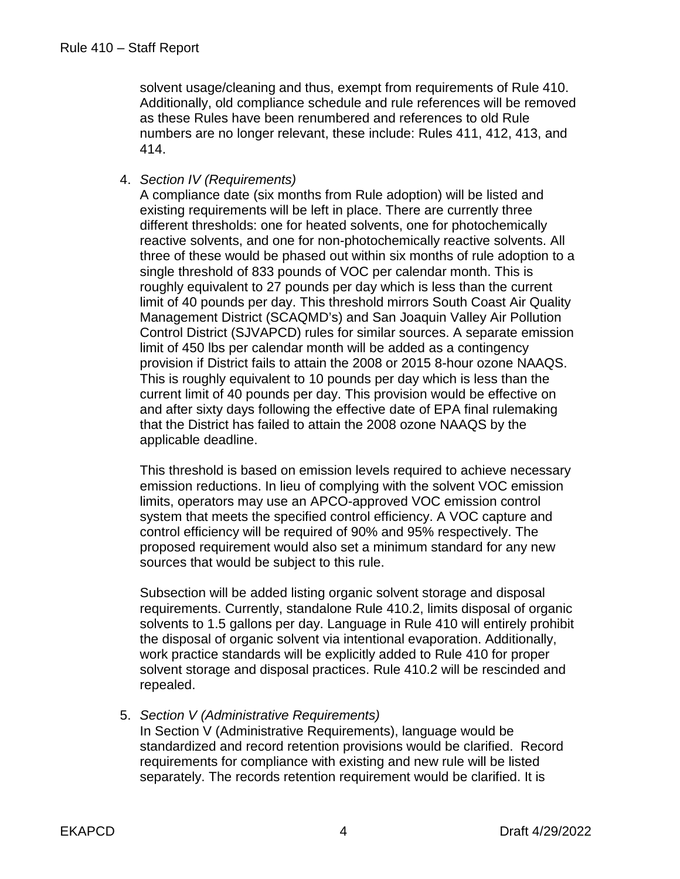solvent usage/cleaning and thus, exempt from requirements of Rule 410. Additionally, old compliance schedule and rule references will be removed as these Rules have been renumbered and references to old Rule numbers are no longer relevant, these include: Rules 411, 412, 413, and 414.

4. *Section IV (Requirements)*
   A compliance date (six months from Rule adoption) will be listed and existing requirements will be left in place. There are currently three different thresholds: one for heated solvents, one for photochemically reactive solvents, and one for non-photochemically reactive solvents. All three of these would be phased out within six months of rule adoption to a single threshold of 833 pounds of VOC per calendar month. This is roughly equivalent to 27 pounds per day which is less than the current limit of 40 pounds per day. This threshold mirrors South Coast Air Quality Management District (SCAQMD's) and San Joaquin Valley Air Pollution Control District (SJVAPCD) rules for similar sources. A separate emission limit of 450 lbs per calendar month will be added as a contingency provision if District fails to attain the 2008 or 2015 8-hour ozone NAAQS. This is roughly equivalent to 10 pounds per day which is less than the current limit of 40 pounds per day. This provision would be effective on and after sixty days following the effective date of EPA final rulemaking that the District has failed to attain the 2008 ozone NAAQS by the applicable deadline.

   This threshold is based on emission levels required to achieve necessary emission reductions. In lieu of complying with the solvent VOC emission limits, operators may use an APCO-approved VOC emission control system that meets the specified control efficiency. A VOC capture and control efficiency will be required of 90% and 95% respectively. The proposed requirement would also set a minimum standard for any new sources that would be subject to this rule.

   Subsection will be added listing organic solvent storage and disposal requirements. Currently, standalone Rule 410.2, limits disposal of organic solvents to 1.5 gallons per day. Language in Rule 410 will entirely prohibit the disposal of organic solvent via intentional evaporation. Additionally, work practice standards will be explicitly added to Rule 410 for proper solvent storage and disposal practices. Rule 410.2 will be rescinded and repealed.

5. *Section V (Administrative Requirements)*
   In Section V (Administrative Requirements), language would be standardized and record retention provisions would be clarified. Record requirements for compliance with existing and new rule will be listed separately. The records retention requirement would be clarified. It is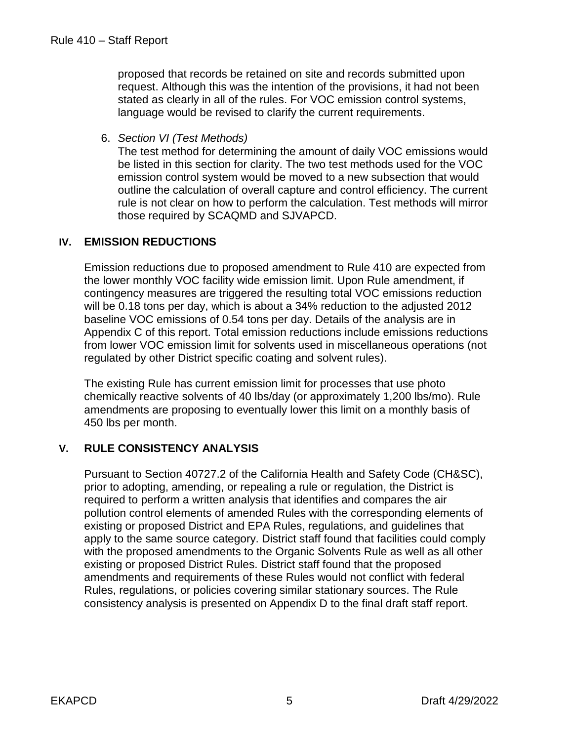proposed that records be retained on site and records submitted upon request. Although this was the intention of the provisions, it had not been stated as clearly in all of the rules. For VOC emission control systems, language would be revised to clarify the current requirements.

6. *Section VI (Test Methods)*
   The test method for determining the amount of daily VOC emissions would be listed in this section for clarity. The two test methods used for the VOC emission control system would be moved to a new subsection that would outline the calculation of overall capture and control efficiency. The current rule is not clear on how to perform the calculation. Test methods will mirror those required by SCAQMD and SJVAPCD.

## IV. EMISSION REDUCTIONS

Emission reductions due to proposed amendment to Rule 410 are expected from the lower monthly VOC facility wide emission limit. Upon Rule amendment, if contingency measures are triggered the resulting total VOC emissions reduction will be 0.18 tons per day, which is about a 34% reduction to the adjusted 2012 baseline VOC emissions of 0.54 tons per day. Details of the analysis are in Appendix C of this report. Total emission reductions include emissions reductions from lower VOC emission limit for solvents used in miscellaneous operations (not regulated by other District specific coating and solvent rules).

The existing Rule has current emission limit for processes that use photo chemically reactive solvents of 40 lbs/day (or approximately 1,200 lbs/mo). Rule amendments are proposing to eventually lower this limit on a monthly basis of 450 lbs per month.

## V. RULE CONSISTENCY ANALYSIS

Pursuant to Section 40727.2 of the California Health and Safety Code (CH&SC), prior to adopting, amending, or repealing a rule or regulation, the District is required to perform a written analysis that identifies and compares the air pollution control elements of amended Rules with the corresponding elements of existing or proposed District and EPA Rules, regulations, and guidelines that apply to the same source category. District staff found that facilities could comply with the proposed amendments to the Organic Solvents Rule as well as all other existing or proposed District Rules. District staff found that the proposed amendments and requirements of these Rules would not conflict with federal Rules, regulations, or policies covering similar stationary sources. The Rule consistency analysis is presented on Appendix D to the final draft staff report.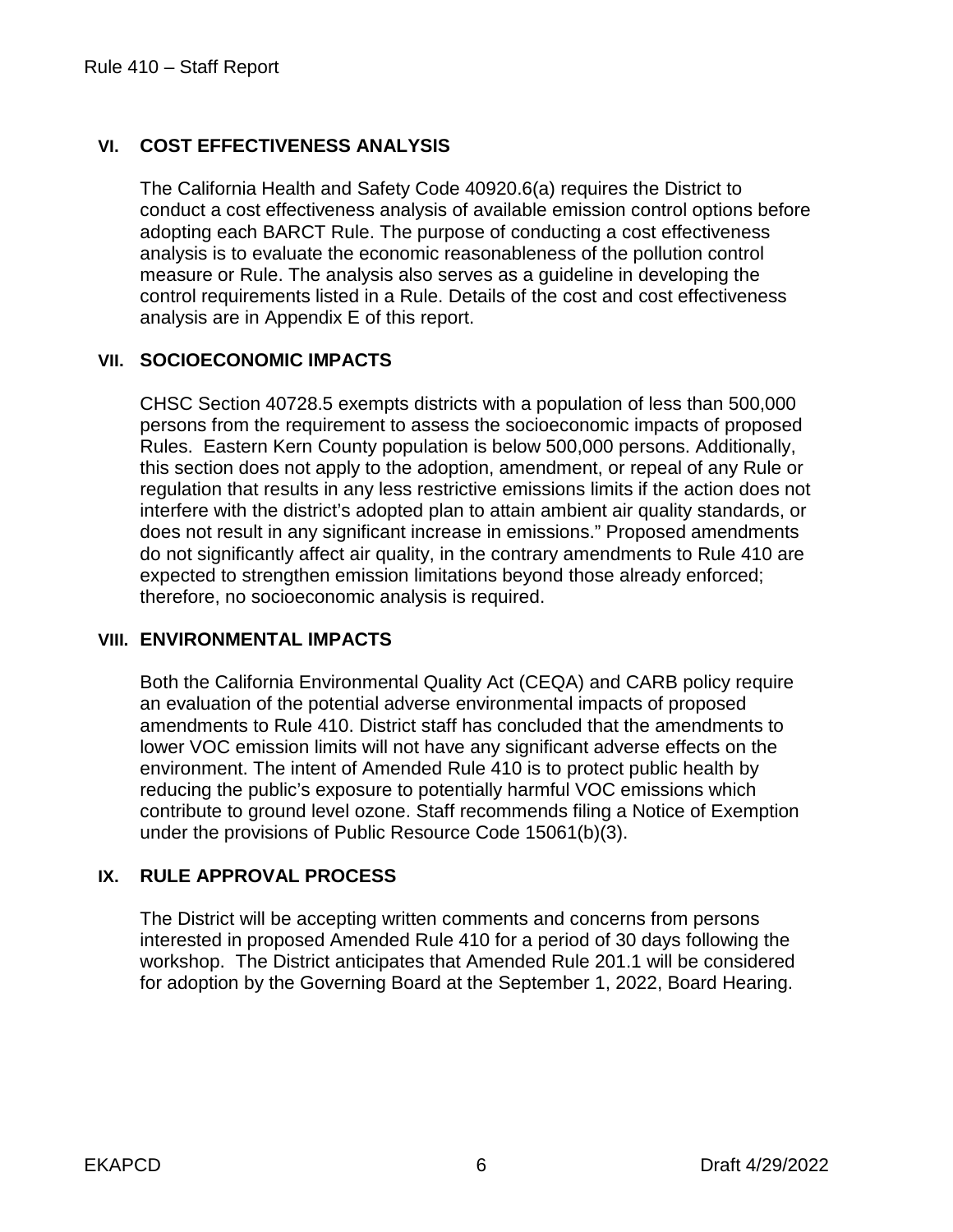## VI. COST EFFECTIVENESS ANALYSIS

The California Health and Safety Code 40920.6(a) requires the District to conduct a cost effectiveness analysis of available emission control options before adopting each BARCT Rule. The purpose of conducting a cost effectiveness analysis is to evaluate the economic reasonableness of the pollution control measure or Rule. The analysis also serves as a guideline in developing the control requirements listed in a Rule. Details of the cost and cost effectiveness analysis are in Appendix E of this report.

## VII. SOCIOECONOMIC IMPACTS

CHSC Section 40728.5 exempts districts with a population of less than 500,000 persons from the requirement to assess the socioeconomic impacts of proposed Rules. Eastern Kern County population is below 500,000 persons. Additionally, this section does not apply to the adoption, amendment, or repeal of any Rule or regulation that results in any less restrictive emissions limits if the action does not interfere with the district's adopted plan to attain ambient air quality standards, or does not result in any significant increase in emissions." Proposed amendments do not significantly affect air quality, in the contrary amendments to Rule 410 are expected to strengthen emission limitations beyond those already enforced; therefore, no socioeconomic analysis is required.

## VIII. ENVIRONMENTAL IMPACTS

Both the California Environmental Quality Act (CEQA) and CARB policy require an evaluation of the potential adverse environmental impacts of proposed amendments to Rule 410. District staff has concluded that the amendments to lower VOC emission limits will not have any significant adverse effects on the environment. The intent of Amended Rule 410 is to protect public health by reducing the public's exposure to potentially harmful VOC emissions which contribute to ground level ozone. Staff recommends filing a Notice of Exemption under the provisions of Public Resource Code 15061(b)(3).

## IX. RULE APPROVAL PROCESS

The District will be accepting written comments and concerns from persons interested in proposed Amended Rule 410 for a period of 30 days following the workshop. The District anticipates that Amended Rule 201.1 will be considered for adoption by the Governing Board at the September 1, 2022, Board Hearing.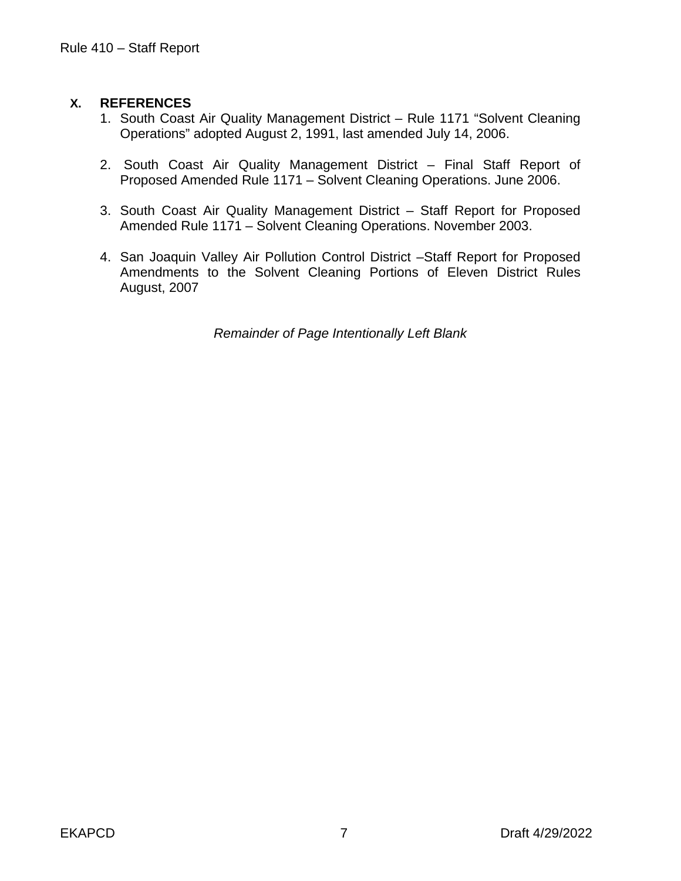## X. REFERENCES

1. South Coast Air Quality Management District – Rule 1171 "Solvent Cleaning Operations" adopted August 2, 1991, last amended July 14, 2006.

2. South Coast Air Quality Management District – Final Staff Report of Proposed Amended Rule 1171 – Solvent Cleaning Operations. June 2006.

3. South Coast Air Quality Management District – Staff Report for Proposed Amended Rule 1171 – Solvent Cleaning Operations. November 2003.

4. San Joaquin Valley Air Pollution Control District –Staff Report for Proposed Amendments to the Solvent Cleaning Portions of Eleven District Rules August, 2007

*Remainder of Page Intentionally Left Blank*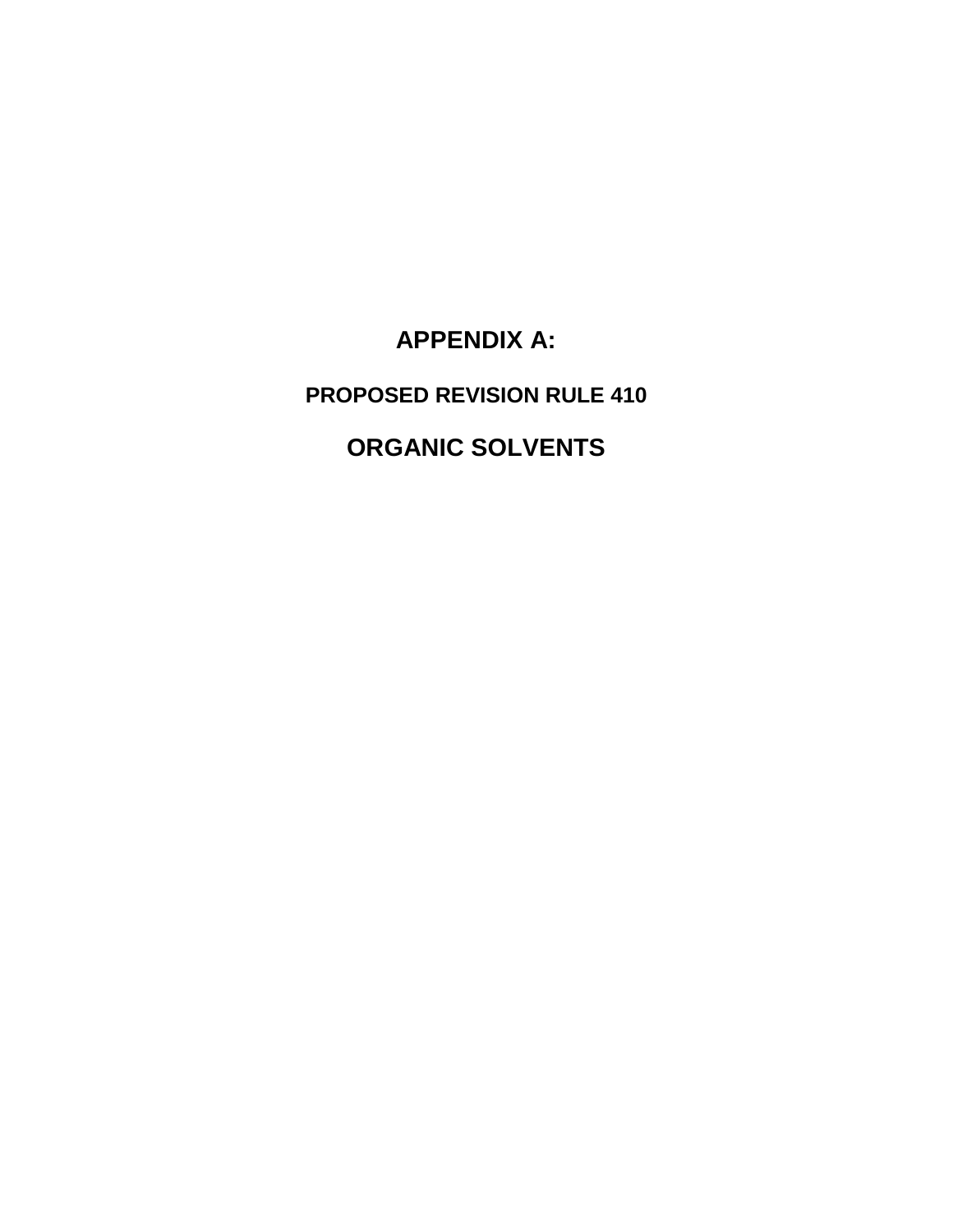# APPENDIX A:

## PROPOSED REVISION RULE 410

# ORGANIC SOLVENTS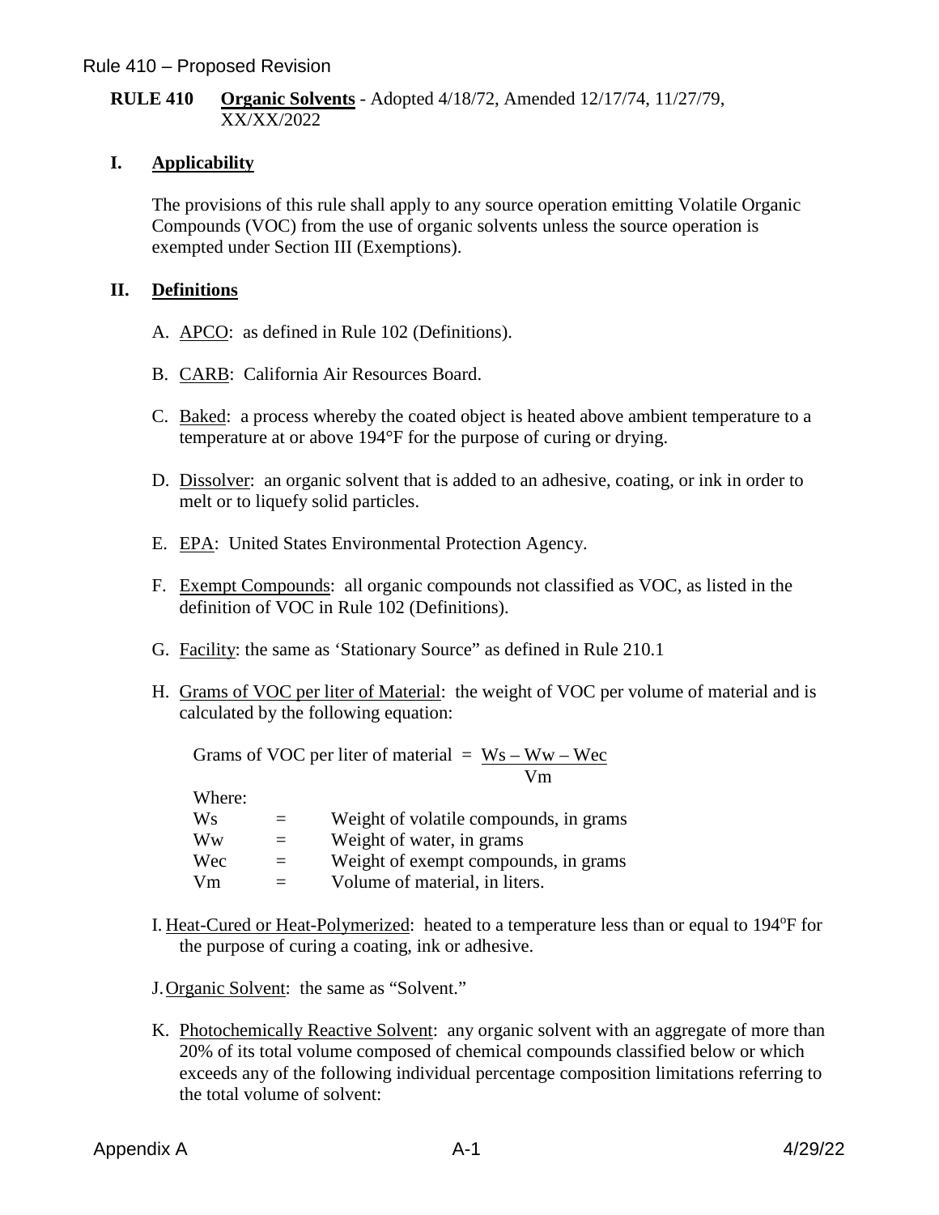**RULE 410 Organic Solvents** - Adopted 4/18/72, Amended 12/17/74, 11/27/79, XX/XX/2022

## I. Applicability

The provisions of this rule shall apply to any source operation emitting Volatile Organic Compounds (VOC) from the use of organic solvents unless the source operation is exempted under Section III (Exemptions).

## II. Definitions

A. APCO: as defined in Rule 102 (Definitions).

B. CARB: California Air Resources Board.

C. Baked: a process whereby the coated object is heated above ambient temperature to a temperature at or above 194°F for the purpose of curing or drying.

D. Dissolver: an organic solvent that is added to an adhesive, coating, or ink in order to melt or to liquefy solid particles.

E. EPA: United States Environmental Protection Agency.

F. Exempt Compounds: all organic compounds not classified as VOC, as listed in the definition of VOC in Rule 102 (Definitions).

G. Facility: the same as 'Stationary Source" as defined in Rule 210.1

H. Grams of VOC per liter of Material: the weight of VOC per volume of material and is calculated by the following equation:

$$\text{Grams of VOC per liter of material} = \frac{Ws - Ww - Wec}{Vm}$$

Where:

| | | |
|---|---|---|
| Ws | = | Weight of volatile compounds, in grams |
| Ww | = | Weight of water, in grams |
| Wec | = | Weight of exempt compounds, in grams |
| Vm | = | Volume of material, in liters. |

I. Heat-Cured or Heat-Polymerized: heated to a temperature less than or equal to 194°F for the purpose of curing a coating, ink or adhesive.

J. Organic Solvent: the same as "Solvent."

K. Photochemically Reactive Solvent: any organic solvent with an aggregate of more than 20% of its total volume composed of chemical compounds classified below or which exceeds any of the following individual percentage composition limitations referring to the total volume of solvent: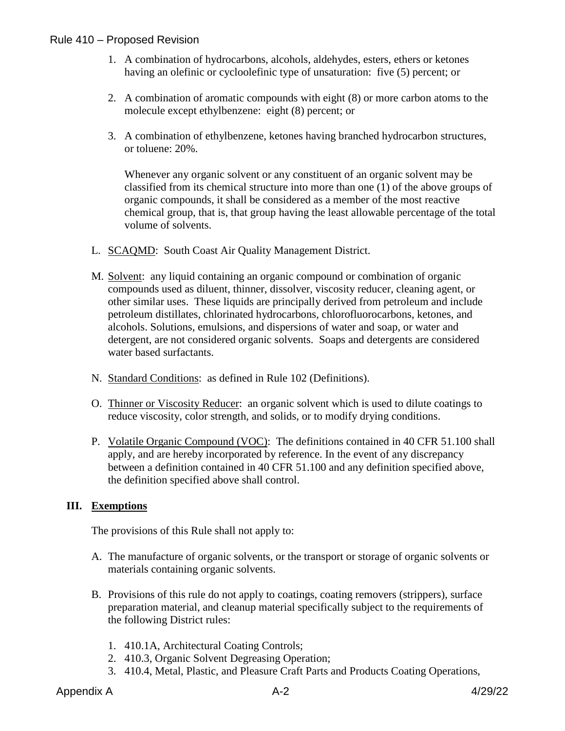1. A combination of hydrocarbons, alcohols, aldehydes, esters, ethers or ketones having an olefinic or cycloolefinic type of unsaturation: five (5) percent; or

2. A combination of aromatic compounds with eight (8) or more carbon atoms to the molecule except ethylbenzene: eight (8) percent; or

3. A combination of ethylbenzene, ketones having branched hydrocarbon structures, or toluene: 20%.

   Whenever any organic solvent or any constituent of an organic solvent may be classified from its chemical structure into more than one (1) of the above groups of organic compounds, it shall be considered as a member of the most reactive chemical group, that is, that group having the least allowable percentage of the total volume of solvents.

L. SCAQMD: South Coast Air Quality Management District.

M. Solvent: any liquid containing an organic compound or combination of organic compounds used as diluent, thinner, dissolver, viscosity reducer, cleaning agent, or other similar uses. These liquids are principally derived from petroleum and include petroleum distillates, chlorinated hydrocarbons, chlorofluorocarbons, ketones, and alcohols. Solutions, emulsions, and dispersions of water and soap, or water and detergent, are not considered organic solvents. Soaps and detergents are considered water based surfactants.

N. Standard Conditions: as defined in Rule 102 (Definitions).

O. Thinner or Viscosity Reducer: an organic solvent which is used to dilute coatings to reduce viscosity, color strength, and solids, or to modify drying conditions.

P. Volatile Organic Compound (VOC): The definitions contained in 40 CFR 51.100 shall apply, and are hereby incorporated by reference. In the event of any discrepancy between a definition contained in 40 CFR 51.100 and any definition specified above, the definition specified above shall control.

## III. Exemptions

The provisions of this Rule shall not apply to:

A. The manufacture of organic solvents, or the transport or storage of organic solvents or materials containing organic solvents.

B. Provisions of this rule do not apply to coatings, coating removers (strippers), surface preparation material, and cleanup material specifically subject to the requirements of the following District rules:

   1. 410.1A, Architectural Coating Controls;
   2. 410.3, Organic Solvent Degreasing Operation;
   3. 410.4, Metal, Plastic, and Pleasure Craft Parts and Products Coating Operations,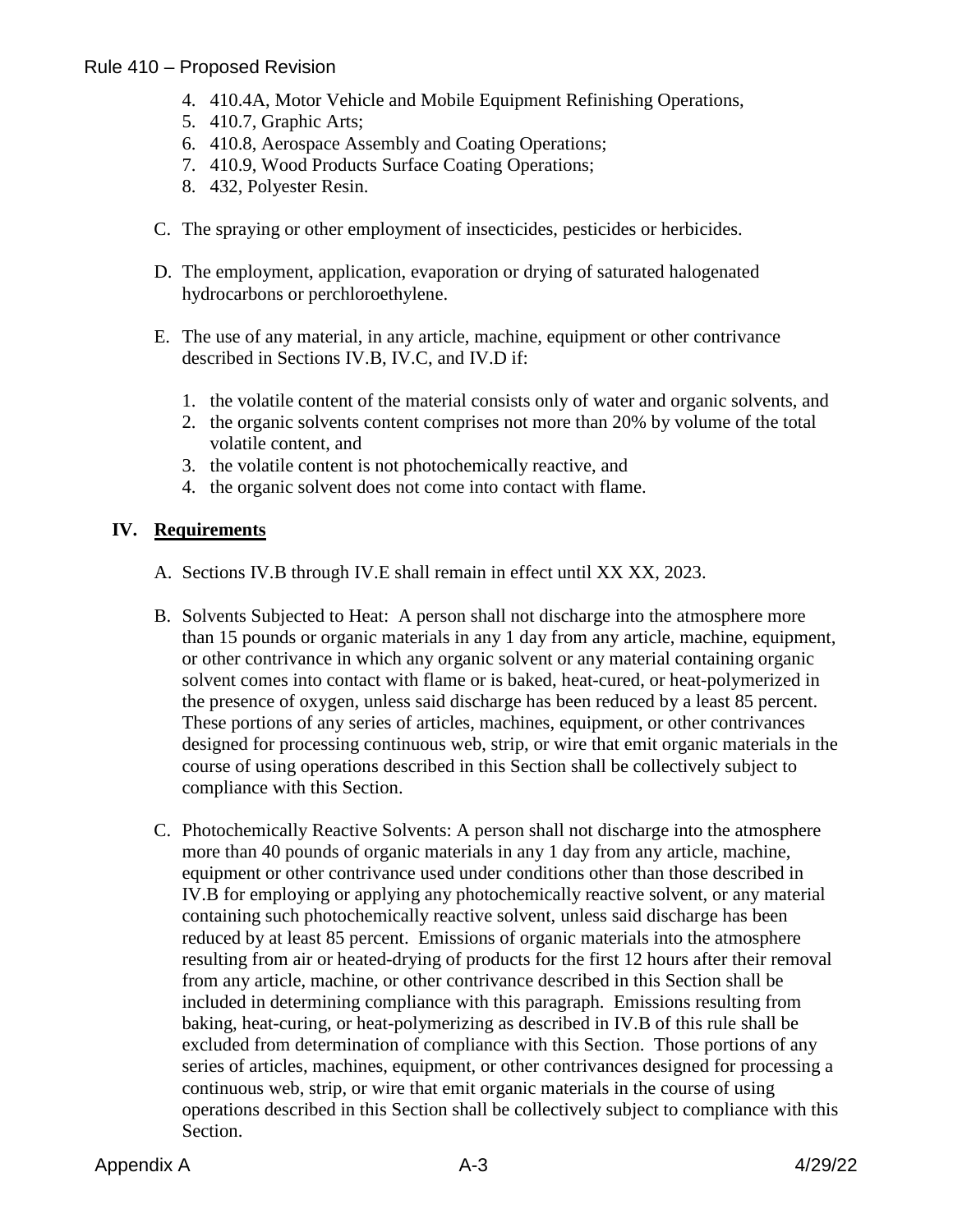4. 410.4A, Motor Vehicle and Mobile Equipment Refinishing Operations,
5. 410.7, Graphic Arts;
6. 410.8, Aerospace Assembly and Coating Operations;
7. 410.9, Wood Products Surface Coating Operations;
8. 432, Polyester Resin.

C. The spraying or other employment of insecticides, pesticides or herbicides.

D. The employment, application, evaporation or drying of saturated halogenated hydrocarbons or perchloroethylene.

E. The use of any material, in any article, machine, equipment or other contrivance described in Sections IV.B, IV.C, and IV.D if:

   1. the volatile content of the material consists only of water and organic solvents, and
   2. the organic solvents content comprises not more than 20% by volume of the total volatile content, and
   3. the volatile content is not photochemically reactive, and
   4. the organic solvent does not come into contact with flame.

## IV. Requirements

A. Sections IV.B through IV.E shall remain in effect until XX XX, 2023.

B. Solvents Subjected to Heat: A person shall not discharge into the atmosphere more than 15 pounds or organic materials in any 1 day from any article, machine, equipment, or other contrivance in which any organic solvent or any material containing organic solvent comes into contact with flame or is baked, heat-cured, or heat-polymerized in the presence of oxygen, unless said discharge has been reduced by a least 85 percent. These portions of any series of articles, machines, equipment, or other contrivances designed for processing continuous web, strip, or wire that emit organic materials in the course of using operations described in this Section shall be collectively subject to compliance with this Section.

C. Photochemically Reactive Solvents: A person shall not discharge into the atmosphere more than 40 pounds of organic materials in any 1 day from any article, machine, equipment or other contrivance used under conditions other than those described in IV.B for employing or applying any photochemically reactive solvent, or any material containing such photochemically reactive solvent, unless said discharge has been reduced by at least 85 percent. Emissions of organic materials into the atmosphere resulting from air or heated-drying of products for the first 12 hours after their removal from any article, machine, or other contrivance described in this Section shall be included in determining compliance with this paragraph. Emissions resulting from baking, heat-curing, or heat-polymerizing as described in IV.B of this rule shall be excluded from determination of compliance with this Section. Those portions of any series of articles, machines, equipment, or other contrivances designed for processing a continuous web, strip, or wire that emit organic materials in the course of using operations described in this Section shall be collectively subject to compliance with this Section.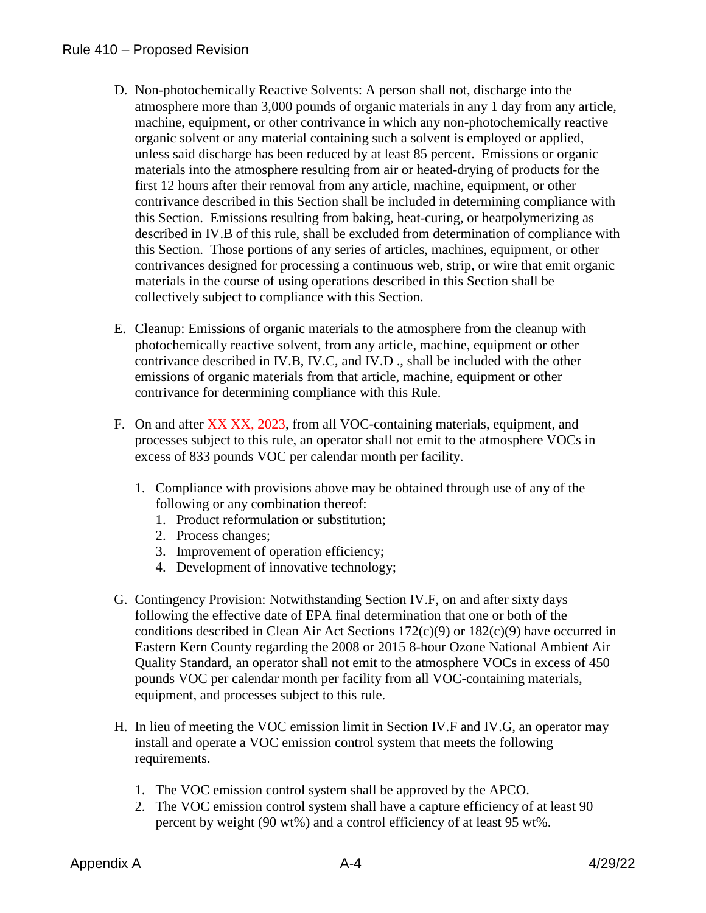D. Non-photochemically Reactive Solvents: A person shall not, discharge into the atmosphere more than 3,000 pounds of organic materials in any 1 day from any article, machine, equipment, or other contrivance in which any non-photochemically reactive organic solvent or any material containing such a solvent is employed or applied, unless said discharge has been reduced by at least 85 percent. Emissions or organic materials into the atmosphere resulting from air or heated-drying of products for the first 12 hours after their removal from any article, machine, equipment, or other contrivance described in this Section shall be included in determining compliance with this Section. Emissions resulting from baking, heat-curing, or heatpolymerizing as described in IV.B of this rule, shall be excluded from determination of compliance with this Section. Those portions of any series of articles, machines, equipment, or other contrivances designed for processing a continuous web, strip, or wire that emit organic materials in the course of using operations described in this Section shall be collectively subject to compliance with this Section.

E. Cleanup: Emissions of organic materials to the atmosphere from the cleanup with photochemically reactive solvent, from any article, machine, equipment or other contrivance described in IV.B, IV.C, and IV.D ., shall be included with the other emissions of organic materials from that article, machine, equipment or other contrivance for determining compliance with this Rule.

F. On and after XX XX, 2023, from all VOC-containing materials, equipment, and processes subject to this rule, an operator shall not emit to the atmosphere VOCs in excess of 833 pounds VOC per calendar month per facility.

   1. Compliance with provisions above may be obtained through use of any of the following or any combination thereof:
      1. Product reformulation or substitution;
      2. Process changes;
      3. Improvement of operation efficiency;
      4. Development of innovative technology;

G. Contingency Provision: Notwithstanding Section IV.F, on and after sixty days following the effective date of EPA final determination that one or both of the conditions described in Clean Air Act Sections 172(c)(9) or 182(c)(9) have occurred in Eastern Kern County regarding the 2008 or 2015 8-hour Ozone National Ambient Air Quality Standard, an operator shall not emit to the atmosphere VOCs in excess of 450 pounds VOC per calendar month per facility from all VOC-containing materials, equipment, and processes subject to this rule.

H. In lieu of meeting the VOC emission limit in Section IV.F and IV.G, an operator may install and operate a VOC emission control system that meets the following requirements.

   1. The VOC emission control system shall be approved by the APCO.
   2. The VOC emission control system shall have a capture efficiency of at least 90 percent by weight (90 wt%) and a control efficiency of at least 95 wt%.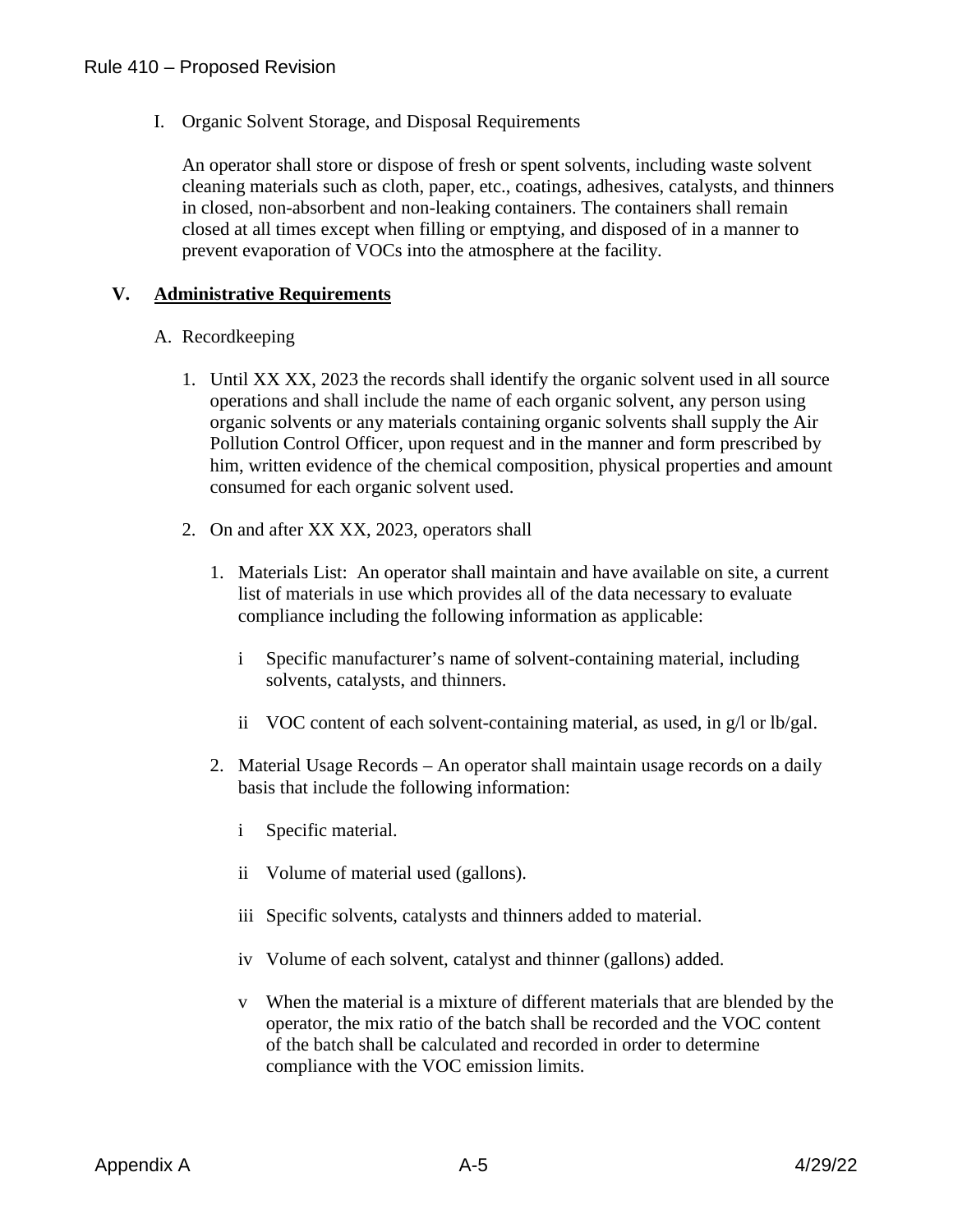I. Organic Solvent Storage, and Disposal Requirements

   An operator shall store or dispose of fresh or spent solvents, including waste solvent cleaning materials such as cloth, paper, etc., coatings, adhesives, catalysts, and thinners in closed, non-absorbent and non-leaking containers. The containers shall remain closed at all times except when filling or emptying, and disposed of in a manner to prevent evaporation of VOCs into the atmosphere at the facility.

## V. <u>Administrative Requirements</u>

A. Recordkeeping

1. Until XX XX, 2023 the records shall identify the organic solvent used in all source operations and shall include the name of each organic solvent, any person using organic solvents or any materials containing organic solvents shall supply the Air Pollution Control Officer, upon request and in the manner and form prescribed by him, written evidence of the chemical composition, physical properties and amount consumed for each organic solvent used.

2. On and after XX XX, 2023, operators shall

   1. Materials List: An operator shall maintain and have available on site, a current list of materials in use which provides all of the data necessary to evaluate compliance including the following information as applicable:

      i Specific manufacturer's name of solvent-containing material, including solvents, catalysts, and thinners.

      ii VOC content of each solvent-containing material, as used, in g/l or lb/gal.

   2. Material Usage Records – An operator shall maintain usage records on a daily basis that include the following information:

      i Specific material.

      ii Volume of material used (gallons).

      iii Specific solvents, catalysts and thinners added to material.

      iv Volume of each solvent, catalyst and thinner (gallons) added.

      v When the material is a mixture of different materials that are blended by the operator, the mix ratio of the batch shall be recorded and the VOC content of the batch shall be calculated and recorded in order to determine compliance with the VOC emission limits.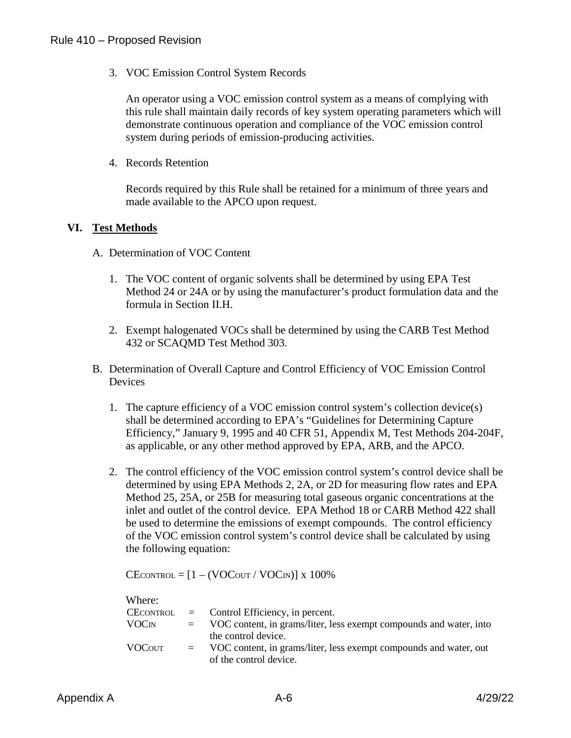3. VOC Emission Control System Records

   An operator using a VOC emission control system as a means of complying with this rule shall maintain daily records of key system operating parameters which will demonstrate continuous operation and compliance of the VOC emission control system during periods of emission-producing activities.

4. Records Retention

   Records required by this Rule shall be retained for a minimum of three years and made available to the APCO upon request.

## VI. Test Methods

A. Determination of VOC Content

   1. The VOC content of organic solvents shall be determined by using EPA Test Method 24 or 24A or by using the manufacturer's product formulation data and the formula in Section II.H.

   2. Exempt halogenated VOCs shall be determined by using the CARB Test Method 432 or SCAQMD Test Method 303.

B. Determination of Overall Capture and Control Efficiency of VOC Emission Control Devices

   1. The capture efficiency of a VOC emission control system's collection device(s) shall be determined according to EPA's "Guidelines for Determining Capture Efficiency," January 9, 1995 and 40 CFR 51, Appendix M, Test Methods 204-204F, as applicable, or any other method approved by EPA, ARB, and the APCO.

   2. The control efficiency of the VOC emission control system's control device shall be determined by using EPA Methods 2, 2A, or 2D for measuring flow rates and EPA Method 25, 25A, or 25B for measuring total gaseous organic concentrations at the inlet and outlet of the control device. EPA Method 18 or CARB Method 422 shall be used to determine the emissions of exempt compounds. The control efficiency of the VOC emission control system's control device shall be calculated by using the following equation:

   $$CE_{CONTROL} = [1 - (VOC_{OUT} / VOC_{IN})] \times 100\%$$

   Where:

   | | | |
   |---|---|---|
   | $CE_{CONTROL}$ | = | Control Efficiency, in percent. |
   | $VOC_{IN}$ | = | VOC content, in grams/liter, less exempt compounds and water, into the control device. |
   | $VOC_{OUT}$ | = | VOC content, in grams/liter, less exempt compounds and water, out of the control device. |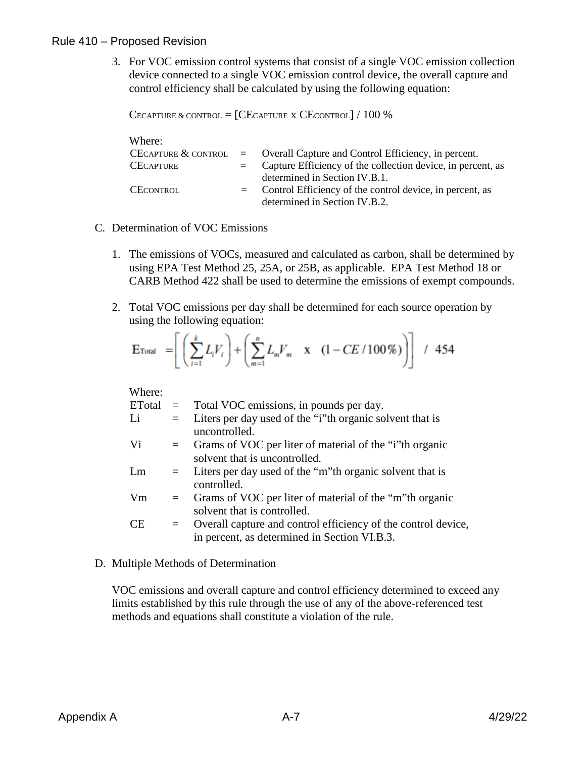3. For VOC emission control systems that consist of a single VOC emission collection device connected to a single VOC emission control device, the overall capture and control efficiency shall be calculated by using the following equation:

$$CE_{CAPTURE\ \&\ CONTROL} = [CE_{CAPTURE} \times CE_{CONTROL}] / 100\ \%$$

Where:

| | | |
|---|---|---|
| $CE_{CAPTURE\ \&\ CONTROL}$ | = | Overall Capture and Control Efficiency, in percent. |
| $CE_{CAPTURE}$ | = | Capture Efficiency of the collection device, in percent, as determined in Section IV.B.1. |
| $CE_{CONTROL}$ | = | Control Efficiency of the control device, in percent, as determined in Section IV.B.2. |

C. Determination of VOC Emissions

1. The emissions of VOCs, measured and calculated as carbon, shall be determined by using EPA Test Method 25, 25A, or 25B, as applicable. EPA Test Method 18 or CARB Method 422 shall be used to determine the emissions of exempt compounds.

2. Total VOC emissions per day shall be determined for each source operation by using the following equation:

$$E_{Total} = \left[ \left( \sum_{i=1}^{k} L_i V_i \right) + \left( \sum_{m=1}^{n} L_m V_m \quad \text{x} \quad (1 - CE/100\%) \right) \right] \ / \ 454$$

Where:

| | | |
|---|---|---|
| ETotal | = | Total VOC emissions, in pounds per day. |
| Li | = | Liters per day used of the "i"th organic solvent that is uncontrolled. |
| Vi | = | Grams of VOC per liter of material of the "i"th organic solvent that is uncontrolled. |
| Lm | = | Liters per day used of the "m"th organic solvent that is controlled. |
| Vm | = | Grams of VOC per liter of material of the "m"th organic solvent that is controlled. |
| CE | = | Overall capture and control efficiency of the control device, in percent, as determined in Section VI.B.3. |

D. Multiple Methods of Determination

VOC emissions and overall capture and control efficiency determined to exceed any limits established by this rule through the use of any of the above-referenced test methods and equations shall constitute a violation of the rule.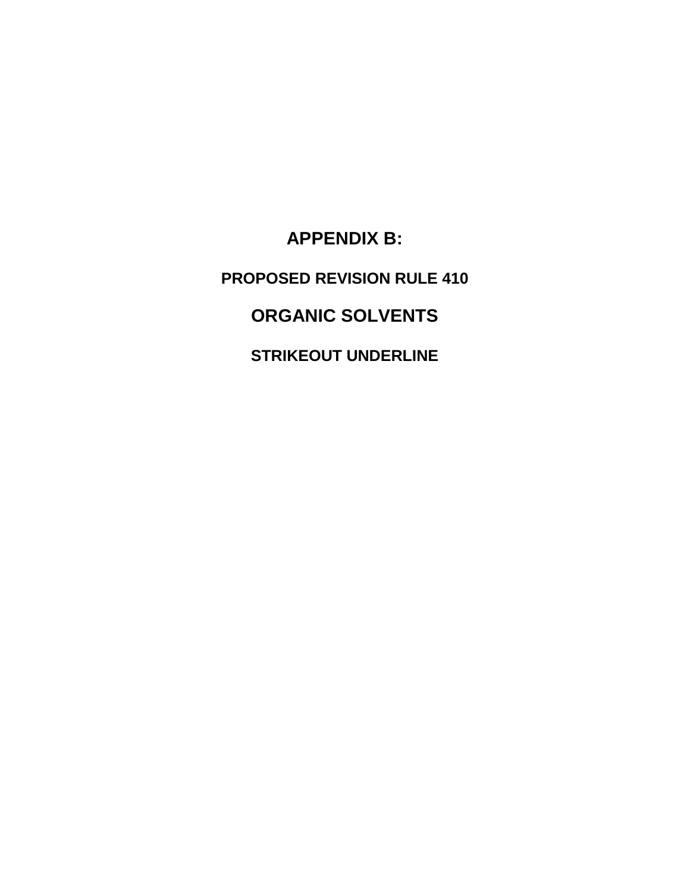# APPENDIX B:

## PROPOSED REVISION RULE 410

# ORGANIC SOLVENTS

## STRIKEOUT UNDERLINE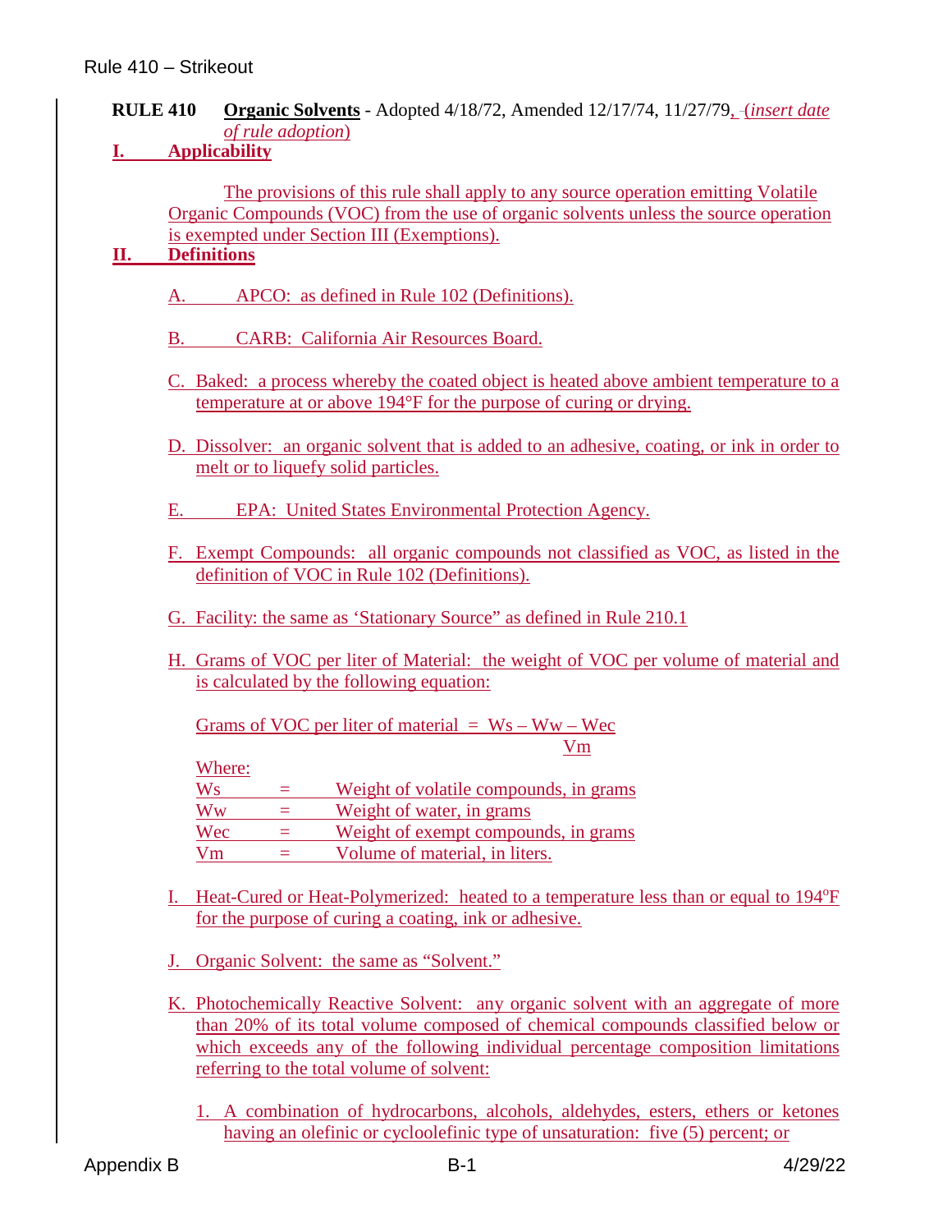**RULE 410 Organic Solvents** - Adopted 4/18/72, Amended 12/17/74, 11/27/79, (*insert date of rule adoption*)

## I. Applicability

The provisions of this rule shall apply to any source operation emitting Volatile Organic Compounds (VOC) from the use of organic solvents unless the source operation is exempted under Section III (Exemptions).

## II. Definitions

A. APCO: as defined in Rule 102 (Definitions).

B. CARB: California Air Resources Board.

C. Baked: a process whereby the coated object is heated above ambient temperature to a temperature at or above 194°F for the purpose of curing or drying.

D. Dissolver: an organic solvent that is added to an adhesive, coating, or ink in order to melt or to liquefy solid particles.

E. EPA: United States Environmental Protection Agency.

F. Exempt Compounds: all organic compounds not classified as VOC, as listed in the definition of VOC in Rule 102 (Definitions).

G. Facility: the same as 'Stationary Source" as defined in Rule 210.1

H. Grams of VOC per liter of Material: the weight of VOC per volume of material and is calculated by the following equation:

$$\text{Grams of VOC per liter of material} = \frac{Ws - Ww - Wec}{Vm}$$

Where:

| | | |
|---|---|---|
| Ws | = | Weight of volatile compounds, in grams |
| Ww | = | Weight of water, in grams |
| Wec | = | Weight of exempt compounds, in grams |
| Vm | = | Volume of material, in liters. |

I. Heat-Cured or Heat-Polymerized: heated to a temperature less than or equal to 194°F for the purpose of curing a coating, ink or adhesive.

J. Organic Solvent: the same as "Solvent."

K. Photochemically Reactive Solvent: any organic solvent with an aggregate of more than 20% of its total volume composed of chemical compounds classified below or which exceeds any of the following individual percentage composition limitations referring to the total volume of solvent:

1. A combination of hydrocarbons, alcohols, aldehydes, esters, ethers or ketones having an olefinic or cycloolefinic type of unsaturation: five (5) percent; or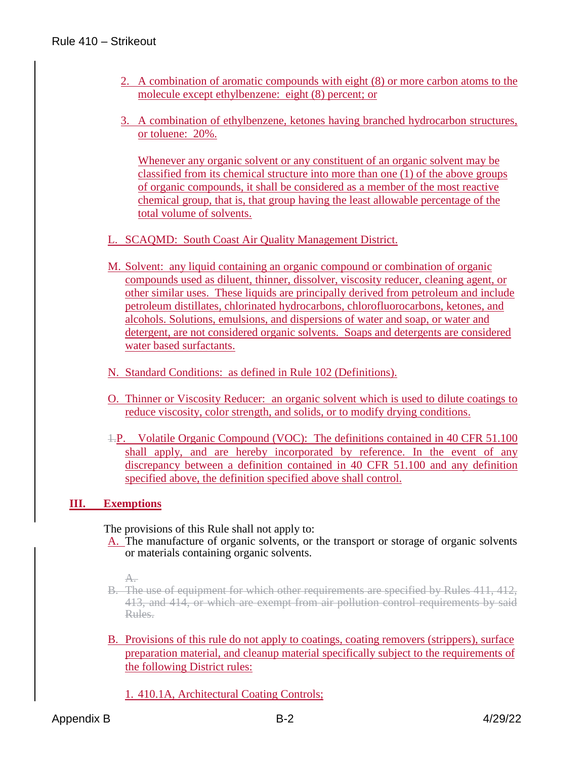2. A combination of aromatic compounds with eight (8) or more carbon atoms to the molecule except ethylbenzene: eight (8) percent; or

3. A combination of ethylbenzene, ketones having branched hydrocarbon structures, or toluene: 20%.

   Whenever any organic solvent or any constituent of an organic solvent may be classified from its chemical structure into more than one (1) of the above groups of organic compounds, it shall be considered as a member of the most reactive chemical group, that is, that group having the least allowable percentage of the total volume of solvents.

L. SCAQMD: South Coast Air Quality Management District.

M. Solvent: any liquid containing an organic compound or combination of organic compounds used as diluent, thinner, dissolver, viscosity reducer, cleaning agent, or other similar uses. These liquids are principally derived from petroleum and include petroleum distillates, chlorinated hydrocarbons, chlorofluorocarbons, ketones, and alcohols. Solutions, emulsions, and dispersions of water and soap, or water and detergent, are not considered organic solvents. Soaps and detergents are considered water based surfactants.

N. Standard Conditions: as defined in Rule 102 (Definitions).

O. Thinner or Viscosity Reducer: an organic solvent which is used to dilute coatings to reduce viscosity, color strength, and solids, or to modify drying conditions.

~~I.~~P. Volatile Organic Compound (VOC): The definitions contained in 40 CFR 51.100 shall apply, and are hereby incorporated by reference. In the event of any discrepancy between a definition contained in 40 CFR 51.100 and any definition specified above, the definition specified above shall control.

## III. Exemptions

The provisions of this Rule shall not apply to:

A. The manufacture of organic solvents, or the transport or storage of organic solvents or materials containing organic solvents.

~~A.~~

~~B. The use of equipment for which other requirements are specified by Rules 411, 412, 413, and 414, or which are exempt from air pollution control requirements by said Rules.~~

B. Provisions of this rule do not apply to coatings, coating removers (strippers), surface preparation material, and cleanup material specifically subject to the requirements of the following District rules:

   1. 410.1A, Architectural Coating Controls;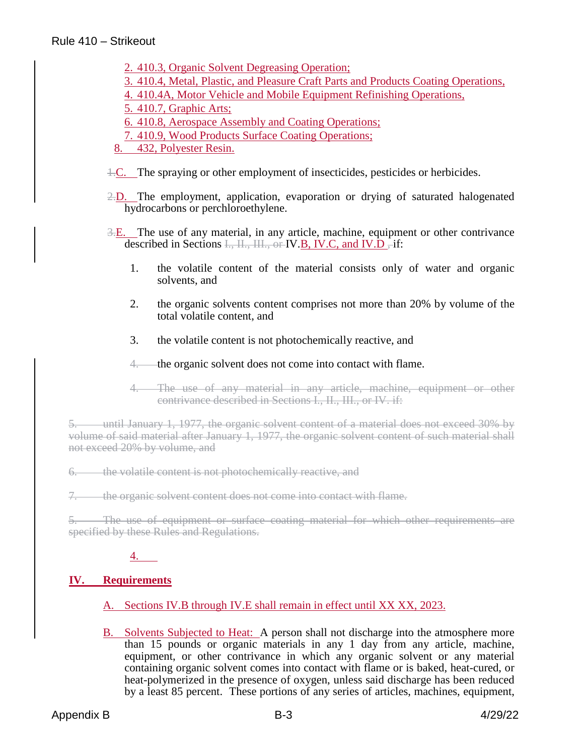2. 410.3, Organic Solvent Degreasing Operation;
3. 410.4, Metal, Plastic, and Pleasure Craft Parts and Products Coating Operations,
4. 410.4A, Motor Vehicle and Mobile Equipment Refinishing Operations,
5. 410.7, Graphic Arts;
6. 410.8, Aerospace Assembly and Coating Operations;
7. 410.9, Wood Products Surface Coating Operations;
8. 432, Polyester Resin.

~~1.~~C. The spraying or other employment of insecticides, pesticides or herbicides.

~~2.~~D. The employment, application, evaporation or drying of saturated halogenated hydrocarbons or perchloroethylene.

~~3.~~E. The use of any material, in any article, machine, equipment or other contrivance described in Sections ~~I., II., III., or~~ IV.B, IV.C, and IV.D ~~,~~ if:

1. the volatile content of the material consists only of water and organic solvents, and
2. the organic solvents content comprises not more than 20% by volume of the total volatile content, and
3. the volatile content is not photochemically reactive, and
~~4.~~ the organic solvent does not come into contact with flame.

~~4. The use of any material in any article, machine, equipment or other contrivance described in Sections I., II., III., or IV. if:~~

~~5. until January 1, 1977, the organic solvent content of a material does not exceed 30% by volume of said material after January 1, 1977, the organic solvent content of such material shall not exceed 20% by volume, and~~

~~6. the volatile content is not photochemically reactive, and~~

~~7. the organic solvent content does not come into contact with flame.~~

~~5. The use of equipment or surface coating material for which other requirements are specified by these Rules and Regulations.~~

4.

## IV. Requirements

A. Sections IV.B through IV.E shall remain in effect until XX XX, 2023.

B. Solvents Subjected to Heat: A person shall not discharge into the atmosphere more than 15 pounds or organic materials in any 1 day from any article, machine, equipment, or other contrivance in which any organic solvent or any material containing organic solvent comes into contact with flame or is baked, heat-cured, or heat-polymerized in the presence of oxygen, unless said discharge has been reduced by a least 85 percent. These portions of any series of articles, machines, equipment,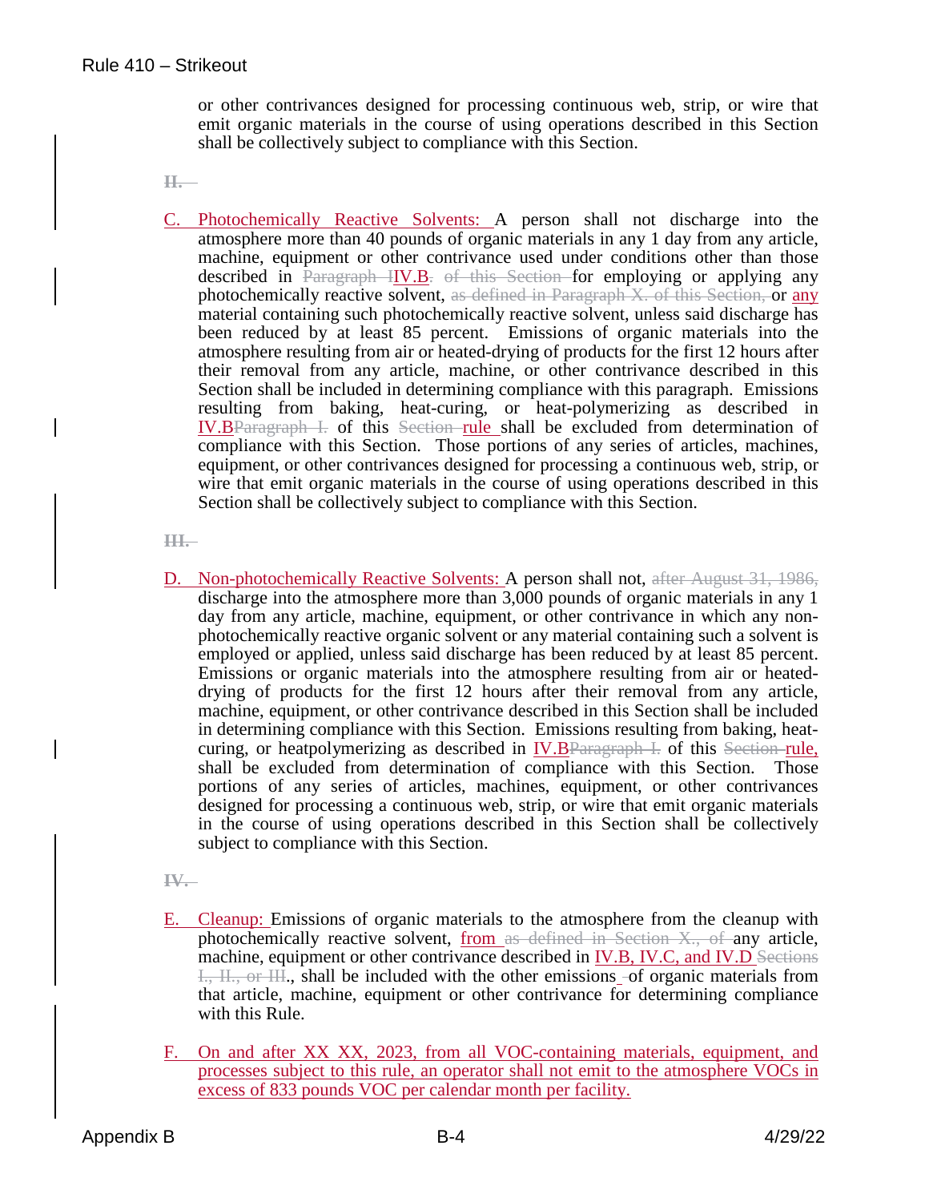or other contrivances designed for processing continuous web, strip, or wire that emit organic materials in the course of using operations described in this Section shall be collectively subject to compliance with this Section.

~~II.~~

C. Photochemically Reactive Solvents: A person shall not discharge into the atmosphere more than 40 pounds of organic materials in any 1 day from any article, machine, equipment or other contrivance used under conditions other than those described in ~~Paragraph I~~IV.B~~.~~ ~~of this Section~~ for employing or applying any photochemically reactive solvent, ~~as defined in Paragraph X. of this Section,~~ or any material containing such photochemically reactive solvent, unless said discharge has been reduced by at least 85 percent. Emissions of organic materials into the atmosphere resulting from air or heated-drying of products for the first 12 hours after their removal from any article, machine, or other contrivance described in this Section shall be included in determining compliance with this paragraph. Emissions resulting from baking, heat-curing, or heat-polymerizing as described in IV.B~~Paragraph I.~~ of this ~~Section~~ rule shall be excluded from determination of compliance with this Section. Those portions of any series of articles, machines, equipment, or other contrivances designed for processing a continuous web, strip, or wire that emit organic materials in the course of using operations described in this Section shall be collectively subject to compliance with this Section.

~~III.~~

D. Non-photochemically Reactive Solvents: A person shall not, ~~after August 31, 1986,~~ discharge into the atmosphere more than 3,000 pounds of organic materials in any 1 day from any article, machine, equipment, or other contrivance in which any non-photochemically reactive organic solvent or any material containing such a solvent is employed or applied, unless said discharge has been reduced by at least 85 percent. Emissions or organic materials into the atmosphere resulting from air or heated-drying of products for the first 12 hours after their removal from any article, machine, equipment, or other contrivance described in this Section shall be included in determining compliance with this Section. Emissions resulting from baking, heat-curing, or heatpolymerizing as described in IV.B~~Paragraph I.~~ of this ~~Section~~ rule, shall be excluded from determination of compliance with this Section. Those portions of any series of articles, machines, equipment, or other contrivances designed for processing a continuous web, strip, or wire that emit organic materials in the course of using operations described in this Section shall be collectively subject to compliance with this Section.

~~IV.~~

E. Cleanup: Emissions of organic materials to the atmosphere from the cleanup with photochemically reactive solvent, from ~~as defined in Section X., of~~ any article, machine, equipment or other contrivance described in IV.B, IV.C, and IV.D ~~Sections I., II., or III~~., shall be included with the other emissions of organic materials from that article, machine, equipment or other contrivance for determining compliance with this Rule.

F. On and after XX XX, 2023, from all VOC-containing materials, equipment, and processes subject to this rule, an operator shall not emit to the atmosphere VOCs in excess of 833 pounds VOC per calendar month per facility.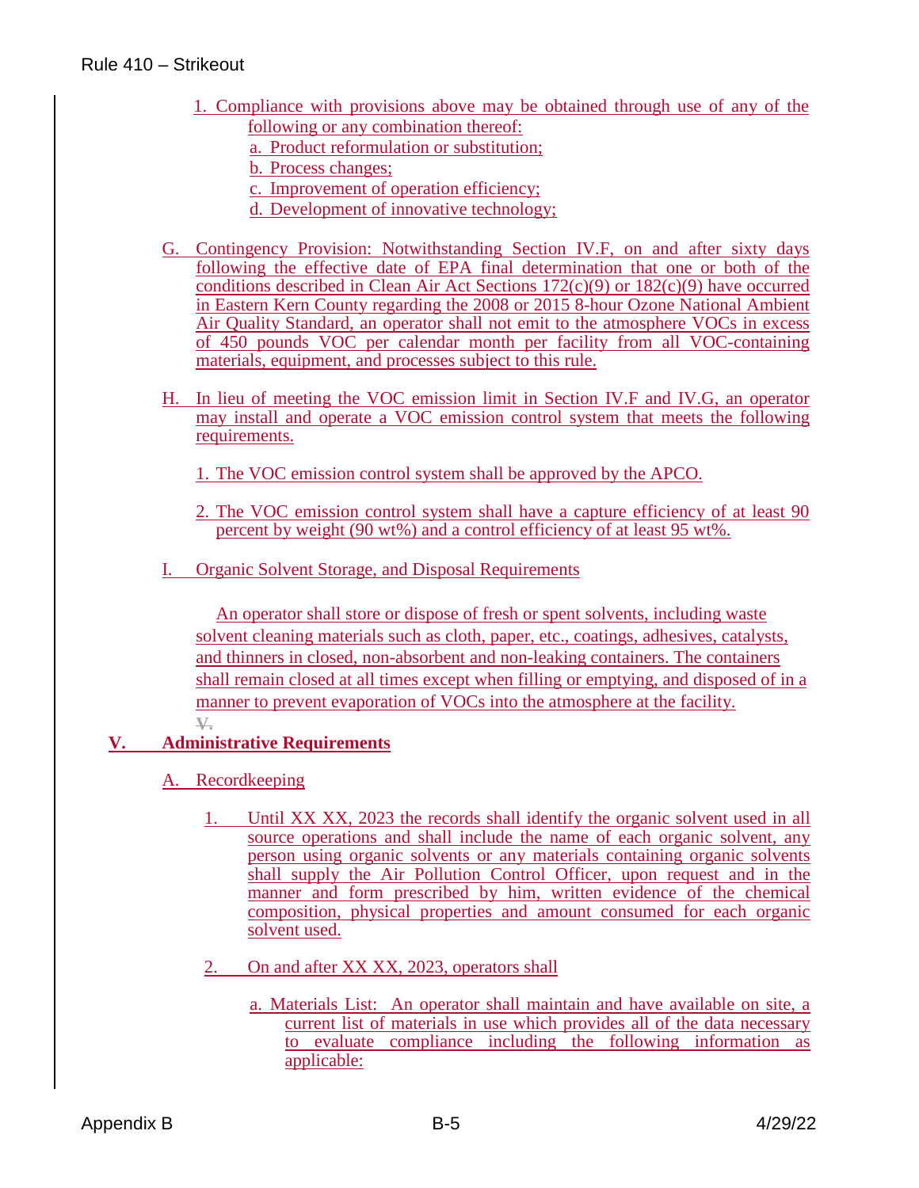1. Compliance with provisions above may be obtained through use of any of the following or any combination thereof:
   a. Product reformulation or substitution;
   b. Process changes;
   c. Improvement of operation efficiency;
   d. Development of innovative technology;

G. Contingency Provision: Notwithstanding Section IV.F, on and after sixty days following the effective date of EPA final determination that one or both of the conditions described in Clean Air Act Sections 172(c)(9) or 182(c)(9) have occurred in Eastern Kern County regarding the 2008 or 2015 8-hour Ozone National Ambient Air Quality Standard, an operator shall not emit to the atmosphere VOCs in excess of 450 pounds VOC per calendar month per facility from all VOC-containing materials, equipment, and processes subject to this rule.

H. In lieu of meeting the VOC emission limit in Section IV.F and IV.G, an operator may install and operate a VOC emission control system that meets the following requirements.

   1. The VOC emission control system shall be approved by the APCO.

   2. The VOC emission control system shall have a capture efficiency of at least 90 percent by weight (90 wt%) and a control efficiency of at least 95 wt%.

I. Organic Solvent Storage, and Disposal Requirements

   An operator shall store or dispose of fresh or spent solvents, including waste solvent cleaning materials such as cloth, paper, etc., coatings, adhesives, catalysts, and thinners in closed, non-absorbent and non-leaking containers. The containers shall remain closed at all times except when filling or emptying, and disposed of in a manner to prevent evaporation of VOCs into the atmosphere at the facility.

~~V.~~

## V. Administrative Requirements

A. Recordkeeping

   1. Until XX XX, 2023 the records shall identify the organic solvent used in all source operations and shall include the name of each organic solvent, any person using organic solvents or any materials containing organic solvents shall supply the Air Pollution Control Officer, upon request and in the manner and form prescribed by him, written evidence of the chemical composition, physical properties and amount consumed for each organic solvent used.

   2. On and after XX XX, 2023, operators shall

      a. Materials List: An operator shall maintain and have available on site, a current list of materials in use which provides all of the data necessary to evaluate compliance including the following information as applicable: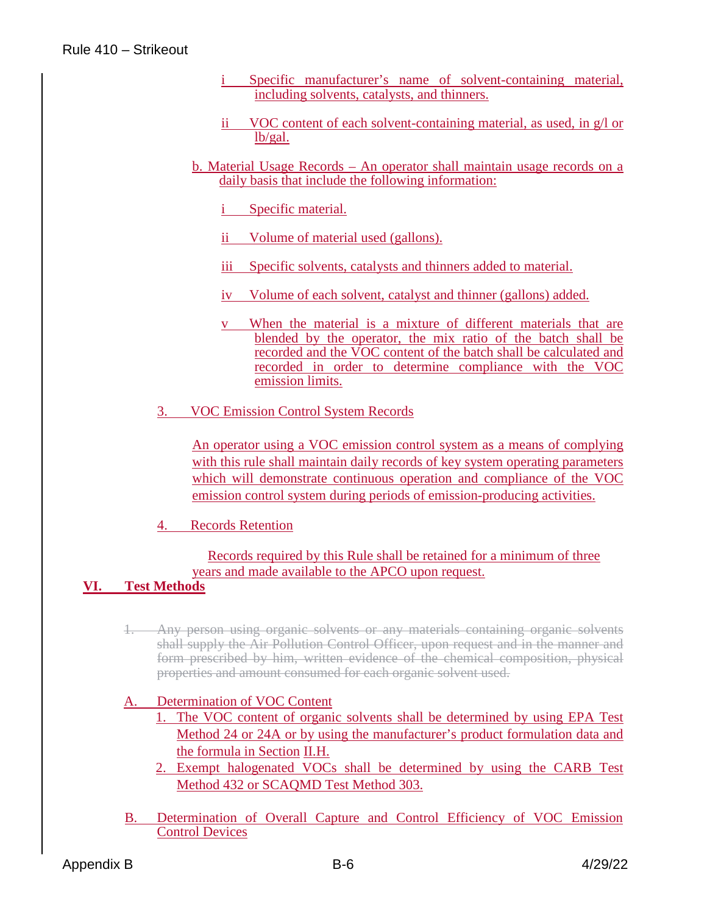i Specific manufacturer's name of solvent-containing material, including solvents, catalysts, and thinners.

ii VOC content of each solvent-containing material, as used, in g/l or lb/gal.

b. Material Usage Records – An operator shall maintain usage records on a daily basis that include the following information:

i Specific material.

ii Volume of material used (gallons).

iii Specific solvents, catalysts and thinners added to material.

iv Volume of each solvent, catalyst and thinner (gallons) added.

v When the material is a mixture of different materials that are blended by the operator, the mix ratio of the batch shall be recorded and the VOC content of the batch shall be calculated and recorded in order to determine compliance with the VOC emission limits.

3. VOC Emission Control System Records

An operator using a VOC emission control system as a means of complying with this rule shall maintain daily records of key system operating parameters which will demonstrate continuous operation and compliance of the VOC emission control system during periods of emission-producing activities.

4. Records Retention

Records required by this Rule shall be retained for a minimum of three years and made available to the APCO upon request.

## VI. Test Methods

~~1. Any person using organic solvents or any materials containing organic solvents shall supply the Air Pollution Control Officer, upon request and in the manner and form prescribed by him, written evidence of the chemical composition, physical properties and amount consumed for each organic solvent used.~~

A. Determination of VOC Content

1. The VOC content of organic solvents shall be determined by using EPA Test Method 24 or 24A or by using the manufacturer's product formulation data and the formula in Section II.H.
2. Exempt halogenated VOCs shall be determined by using the CARB Test Method 432 or SCAQMD Test Method 303.

B. Determination of Overall Capture and Control Efficiency of VOC Emission Control Devices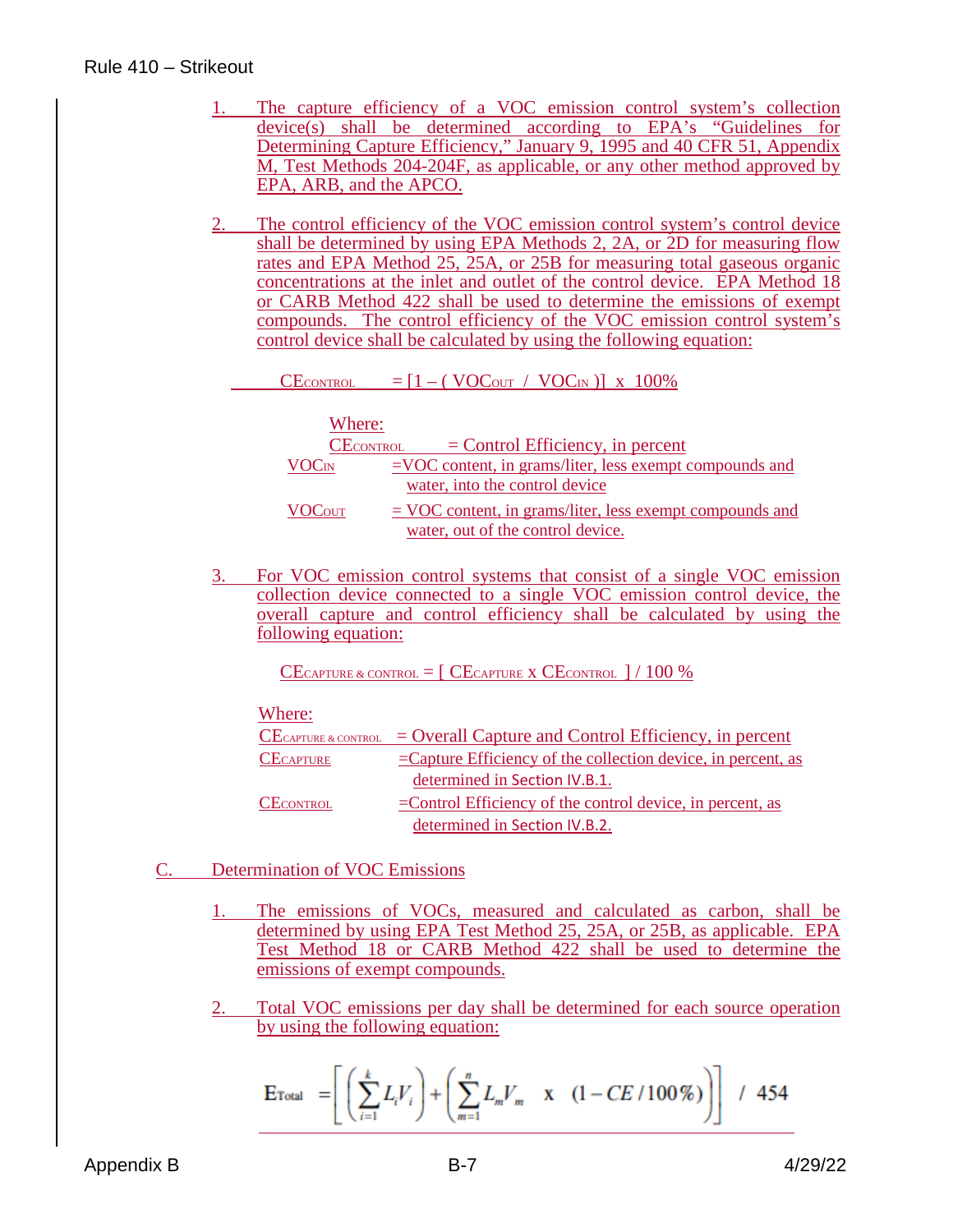1. The capture efficiency of a VOC emission control system's collection device(s) shall be determined according to EPA's "Guidelines for Determining Capture Efficiency," January 9, 1995 and 40 CFR 51, Appendix M, Test Methods 204-204F, as applicable, or any other method approved by EPA, ARB, and the APCO.

2. The control efficiency of the VOC emission control system's control device shall be determined by using EPA Methods 2, 2A, or 2D for measuring flow rates and EPA Method 25, 25A, or 25B for measuring total gaseous organic concentrations at the inlet and outlet of the control device. EPA Method 18 or CARB Method 422 shall be used to determine the emissions of exempt compounds. The control efficiency of the VOC emission control system's control device shall be calculated by using the following equation:

$$CE_{CONTROL} = [1 - (VOC_{OUT} / VOC_{IN})] \times 100\%$$

Where:

$CE_{CONTROL}$ = Control Efficiency, in percent

$VOC_{IN}$ = VOC content, in grams/liter, less exempt compounds and water, into the control device

$VOC_{OUT}$ = VOC content, in grams/liter, less exempt compounds and water, out of the control device.

3. For VOC emission control systems that consist of a single VOC emission collection device connected to a single VOC emission control device, the overall capture and control efficiency shall be calculated by using the following equation:

$$CE_{CAPTURE\ \&\ CONTROL} = [\ CE_{CAPTURE} \times CE_{CONTROL}\ ] / 100\ \%$$

Where:

$CE_{CAPTURE\ \&\ CONTROL}$ = Overall Capture and Control Efficiency, in percent

$CE_{CAPTURE}$ = Capture Efficiency of the collection device, in percent, as determined in Section IV.B.1.

$CE_{CONTROL}$ = Control Efficiency of the control device, in percent, as determined in Section IV.B.2.

C. Determination of VOC Emissions

1. The emissions of VOCs, measured and calculated as carbon, shall be determined by using EPA Test Method 25, 25A, or 25B, as applicable. EPA Test Method 18 or CARB Method 422 shall be used to determine the emissions of exempt compounds.

2. Total VOC emissions per day shall be determined for each source operation by using the following equation:

$$E_{Total} = \left[ \left( \sum_{i=1}^{k} L_i V_i \right) + \left( \sum_{m=1}^{n} L_m V_m \ \ \text{x} \ \ (1 - CE/100\%) \right) \right] \ / \ 454$$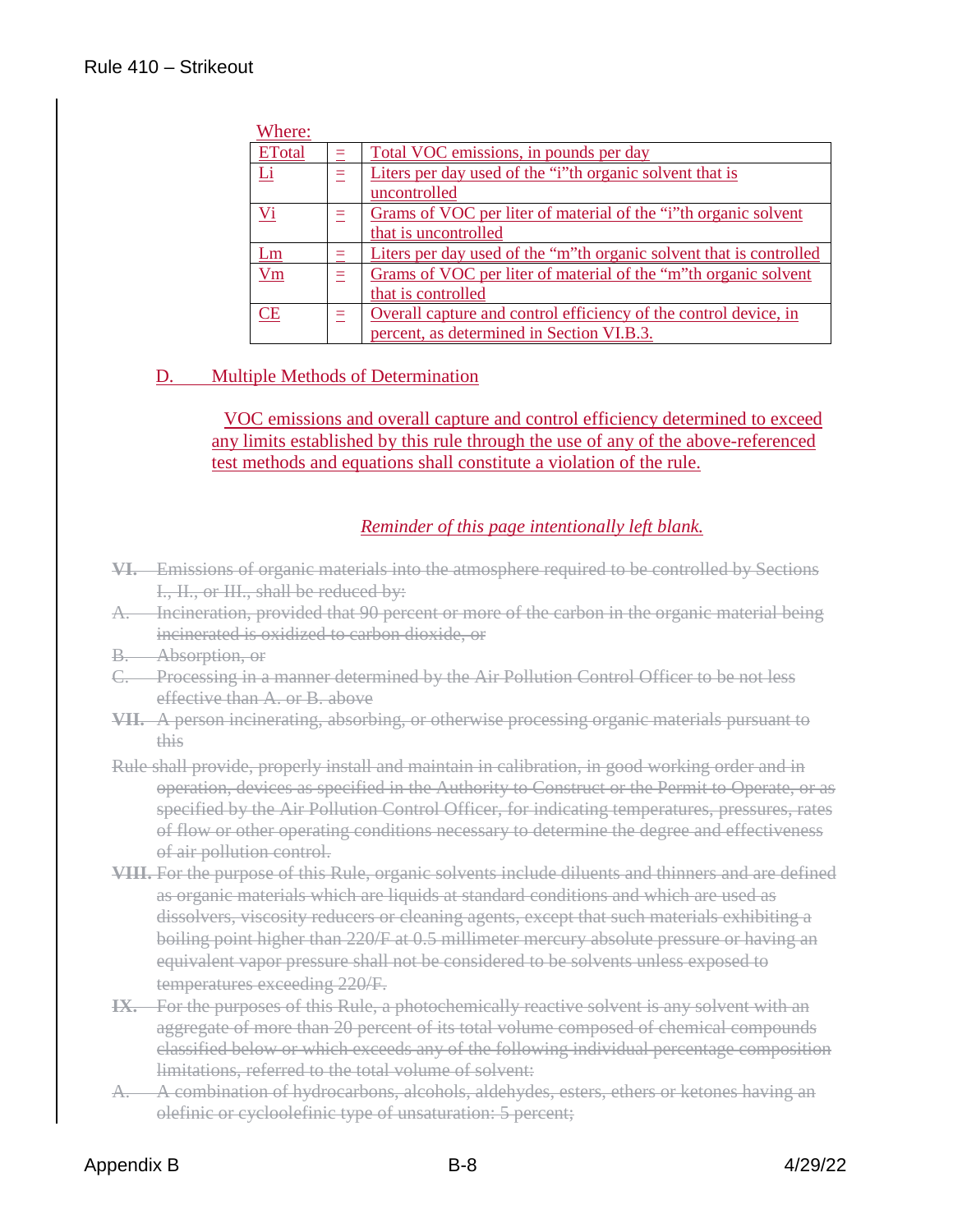Where:

| | | |
|---|---|---|
| ETotal | = | Total VOC emissions, in pounds per day |
| Li | = | Liters per day used of the "i"th organic solvent that is uncontrolled |
| Vi | = | Grams of VOC per liter of material of the "i"th organic solvent that is uncontrolled |
| Lm | = | Liters per day used of the "m"th organic solvent that is controlled |
| Vm | = | Grams of VOC per liter of material of the "m"th organic solvent that is controlled |
| CE | = | Overall capture and control efficiency of the control device, in percent, as determined in Section VI.B.3. |

D. Multiple Methods of Determination

VOC emissions and overall capture and control efficiency determined to exceed any limits established by this rule through the use of any of the above-referenced test methods and equations shall constitute a violation of the rule.

*Reminder of this page intentionally left blank.*

~~**VI.** Emissions of organic materials into the atmosphere required to be controlled by Sections I., II., or III., shall be reduced by:~~

~~A. Incineration, provided that 90 percent or more of the carbon in the organic material being incinerated is oxidized to carbon dioxide, or~~

~~B. Absorption, or~~

~~C. Processing in a manner determined by the Air Pollution Control Officer to be not less effective than A. or B. above~~

~~**VII.** A person incinerating, absorbing, or otherwise processing organic materials pursuant to this~~

~~Rule shall provide, properly install and maintain in calibration, in good working order and in operation, devices as specified in the Authority to Construct or the Permit to Operate, or as specified by the Air Pollution Control Officer, for indicating temperatures, pressures, rates of flow or other operating conditions necessary to determine the degree and effectiveness of air pollution control.~~

~~**VIII.** For the purpose of this Rule, organic solvents include diluents and thinners and are defined as organic materials which are liquids at standard conditions and which are used as dissolvers, viscosity reducers or cleaning agents, except that such materials exhibiting a boiling point higher than 220/F at 0.5 millimeter mercury absolute pressure or having an equivalent vapor pressure shall not be considered to be solvents unless exposed to temperatures exceeding 220/F.~~

~~**IX.** For the purposes of this Rule, a photochemically reactive solvent is any solvent with an aggregate of more than 20 percent of its total volume composed of chemical compounds classified below or which exceeds any of the following individual percentage composition limitations, referred to the total volume of solvent:~~

~~A. A combination of hydrocarbons, alcohols, aldehydes, esters, ethers or ketones having an olefinic or cycloolefinic type of unsaturation: 5 percent;~~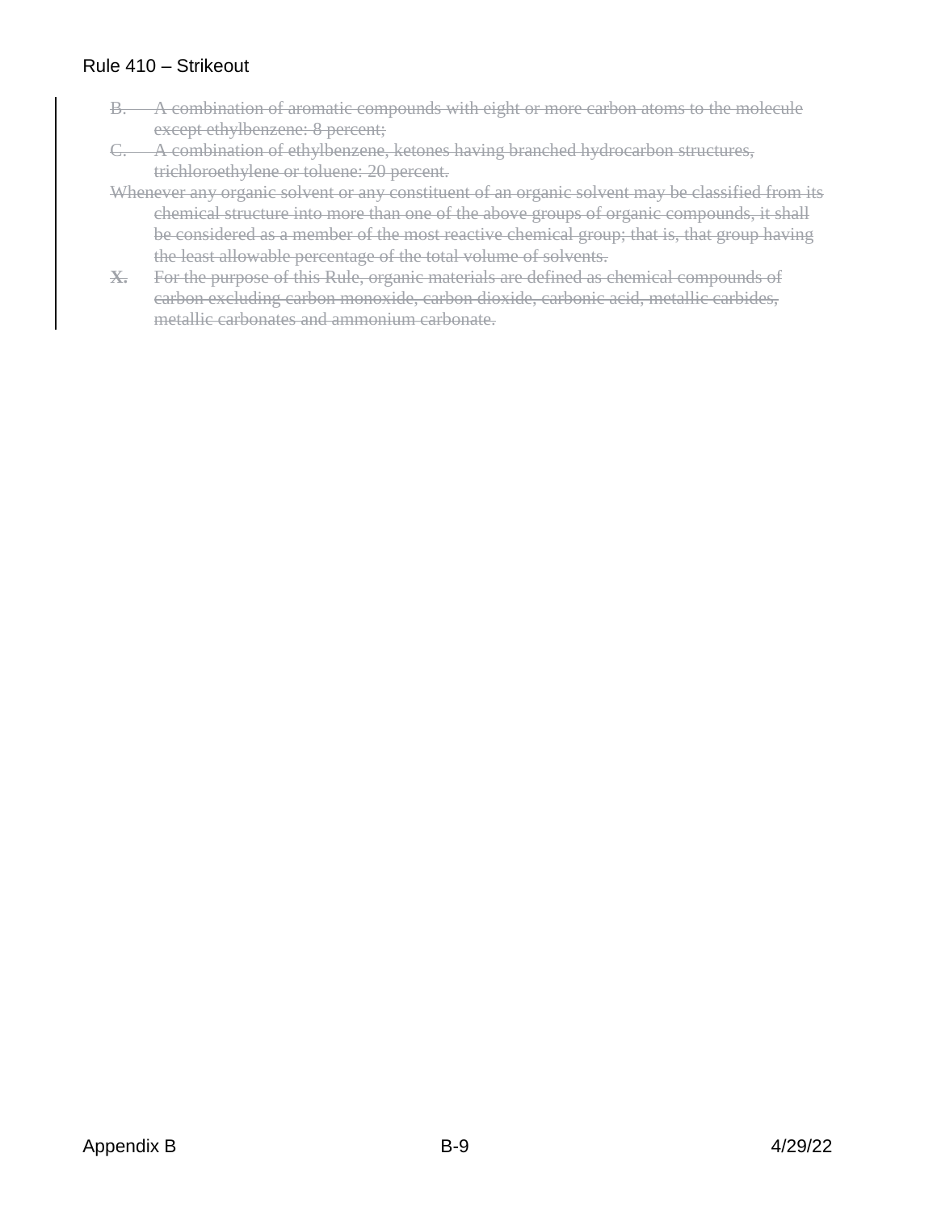~~B. A combination of aromatic compounds with eight or more carbon atoms to the molecule except ethylbenzene: 8 percent;~~

~~C. A combination of ethylbenzene, ketones having branched hydrocarbon structures, trichloroethylene or toluene: 20 percent.~~

~~Whenever any organic solvent or any constituent of an organic solvent may be classified from its chemical structure into more than one of the above groups of organic compounds, it shall be considered as a member of the most reactive chemical group; that is, that group having the least allowable percentage of the total volume of solvents.~~

~~**X.** For the purpose of this Rule, organic materials are defined as chemical compounds of carbon excluding carbon monoxide, carbon dioxide, carbonic acid, metallic carbides, metallic carbonates and ammonium carbonate.~~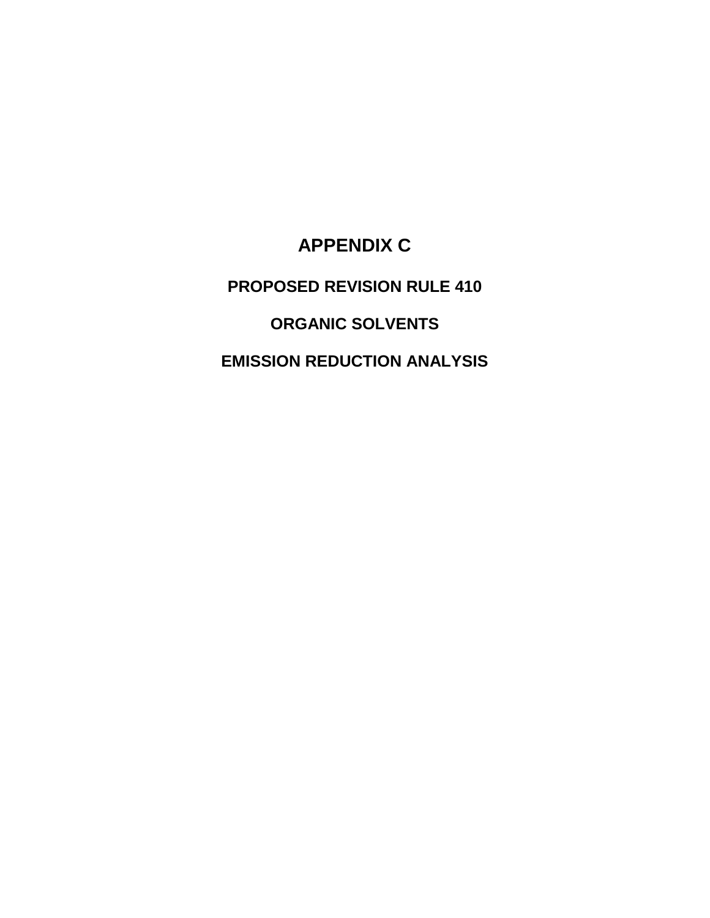# APPENDIX C

## PROPOSED REVISION RULE 410

## ORGANIC SOLVENTS

## EMISSION REDUCTION ANALYSIS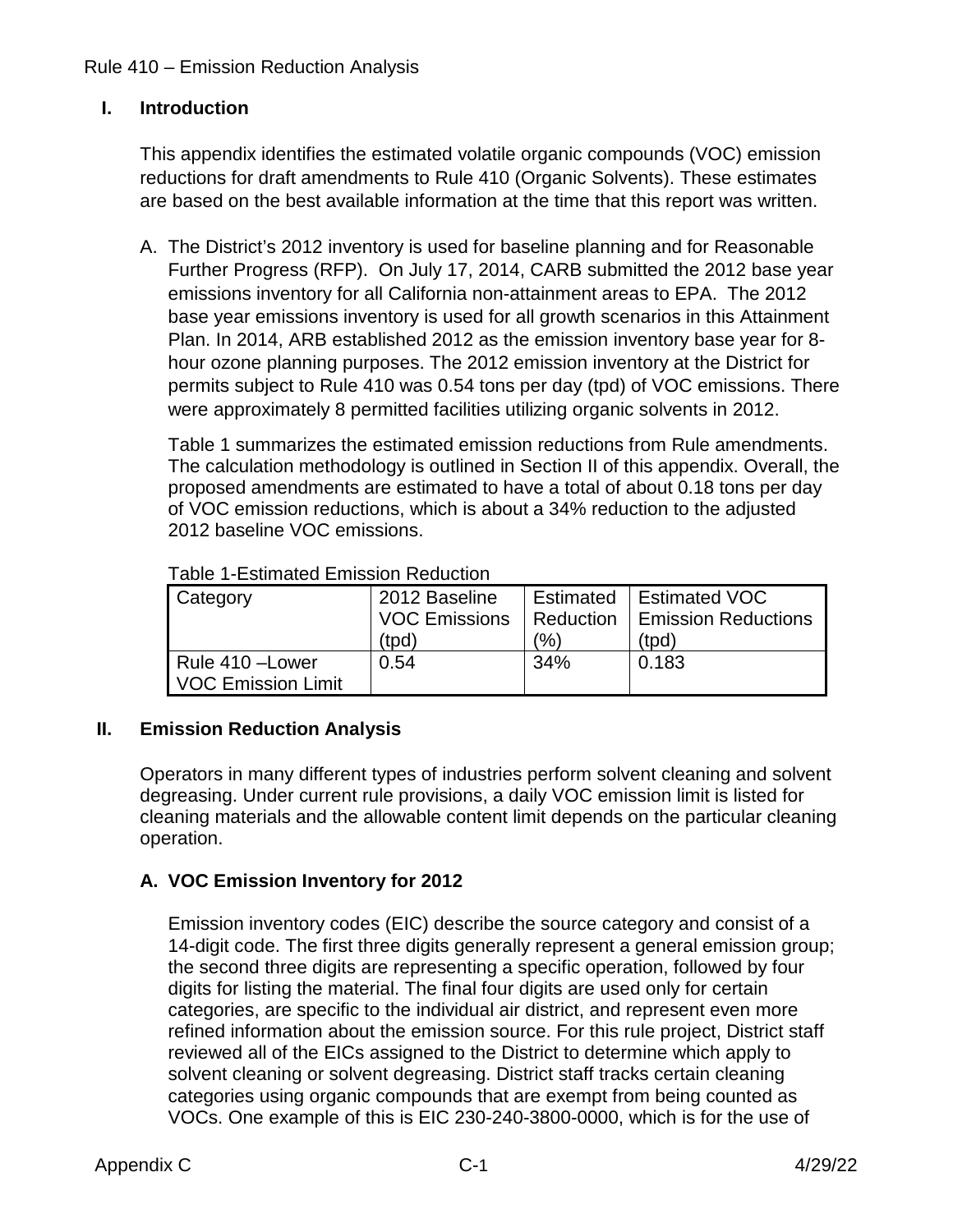Rule 410 – Emission Reduction Analysis

## I. Introduction

This appendix identifies the estimated volatile organic compounds (VOC) emission reductions for draft amendments to Rule 410 (Organic Solvents). These estimates are based on the best available information at the time that this report was written.

A. The District's 2012 inventory is used for baseline planning and for Reasonable Further Progress (RFP). On July 17, 2014, CARB submitted the 2012 base year emissions inventory for all California non-attainment areas to EPA. The 2012 base year emissions inventory is used for all growth scenarios in this Attainment Plan. In 2014, ARB established 2012 as the emission inventory base year for 8-hour ozone planning purposes. The 2012 emission inventory at the District for permits subject to Rule 410 was 0.54 tons per day (tpd) of VOC emissions. There were approximately 8 permitted facilities utilizing organic solvents in 2012.

   Table 1 summarizes the estimated emission reductions from Rule amendments. The calculation methodology is outlined in Section II of this appendix. Overall, the proposed amendments are estimated to have a total of about 0.18 tons per day of VOC emission reductions, which is about a 34% reduction to the adjusted 2012 baseline VOC emissions.

   Table 1-Estimated Emission Reduction

| Category | 2012 Baseline VOC Emissions (tpd) | Estimated Reduction (%) | Estimated VOC Emission Reductions (tpd) |
|---|---|---|---|
| Rule 410 –Lower VOC Emission Limit | 0.54 | 34% | 0.183 |

## II. Emission Reduction Analysis

Operators in many different types of industries perform solvent cleaning and solvent degreasing. Under current rule provisions, a daily VOC emission limit is listed for cleaning materials and the allowable content limit depends on the particular cleaning operation.

### A. VOC Emission Inventory for 2012

Emission inventory codes (EIC) describe the source category and consist of a 14-digit code. The first three digits generally represent a general emission group; the second three digits are representing a specific operation, followed by four digits for listing the material. The final four digits are used only for certain categories, are specific to the individual air district, and represent even more refined information about the emission source. For this rule project, District staff reviewed all of the EICs assigned to the District to determine which apply to solvent cleaning or solvent degreasing. District staff tracks certain cleaning categories using organic compounds that are exempt from being counted as VOCs. One example of this is EIC 230-240-3800-0000, which is for the use of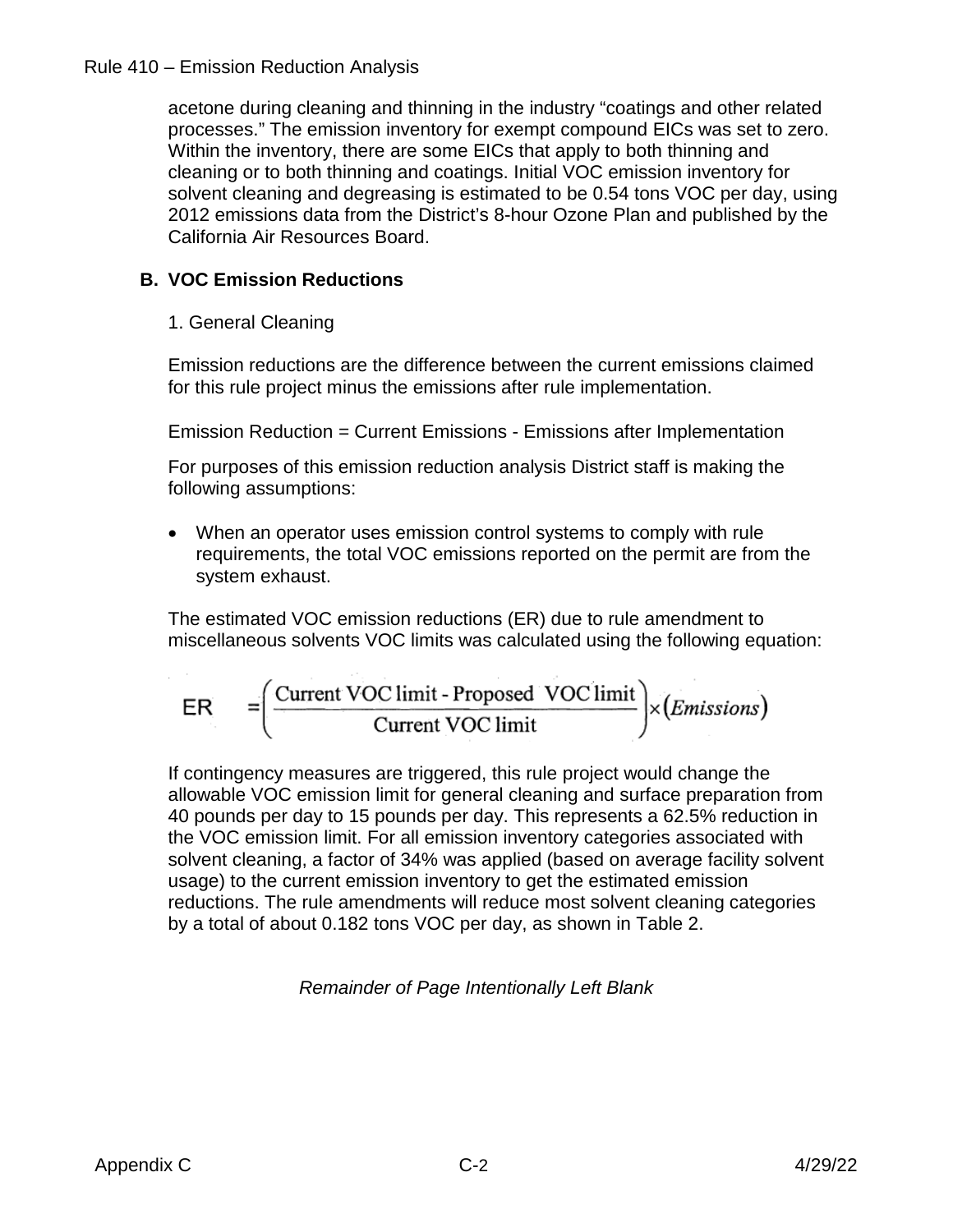acetone during cleaning and thinning in the industry “coatings and other related processes.” The emission inventory for exempt compound EICs was set to zero. Within the inventory, there are some EICs that apply to both thinning and cleaning or to both thinning and coatings. Initial VOC emission inventory for solvent cleaning and degreasing is estimated to be 0.54 tons VOC per day, using 2012 emissions data from the District’s 8-hour Ozone Plan and published by the California Air Resources Board.

## B. VOC Emission Reductions

1. General Cleaning

Emission reductions are the difference between the current emissions claimed for this rule project minus the emissions after rule implementation.

Emission Reduction = Current Emissions - Emissions after Implementation

For purposes of this emission reduction analysis District staff is making the following assumptions:

- When an operator uses emission control systems to comply with rule requirements, the total VOC emissions reported on the permit are from the system exhaust.

The estimated VOC emission reductions (ER) due to rule amendment to miscellaneous solvents VOC limits was calculated using the following equation:

$$ER = \left(\frac{\text{Current VOC limit - Proposed VOC limit}}{\text{Current VOC limit}}\right) \times (Emissions)$$

If contingency measures are triggered, this rule project would change the allowable VOC emission limit for general cleaning and surface preparation from 40 pounds per day to 15 pounds per day. This represents a 62.5% reduction in the VOC emission limit. For all emission inventory categories associated with solvent cleaning, a factor of 34% was applied (based on average facility solvent usage) to the current emission inventory to get the estimated emission reductions. The rule amendments will reduce most solvent cleaning categories by a total of about 0.182 tons VOC per day, as shown in Table 2.

*Remainder of Page Intentionally Left Blank*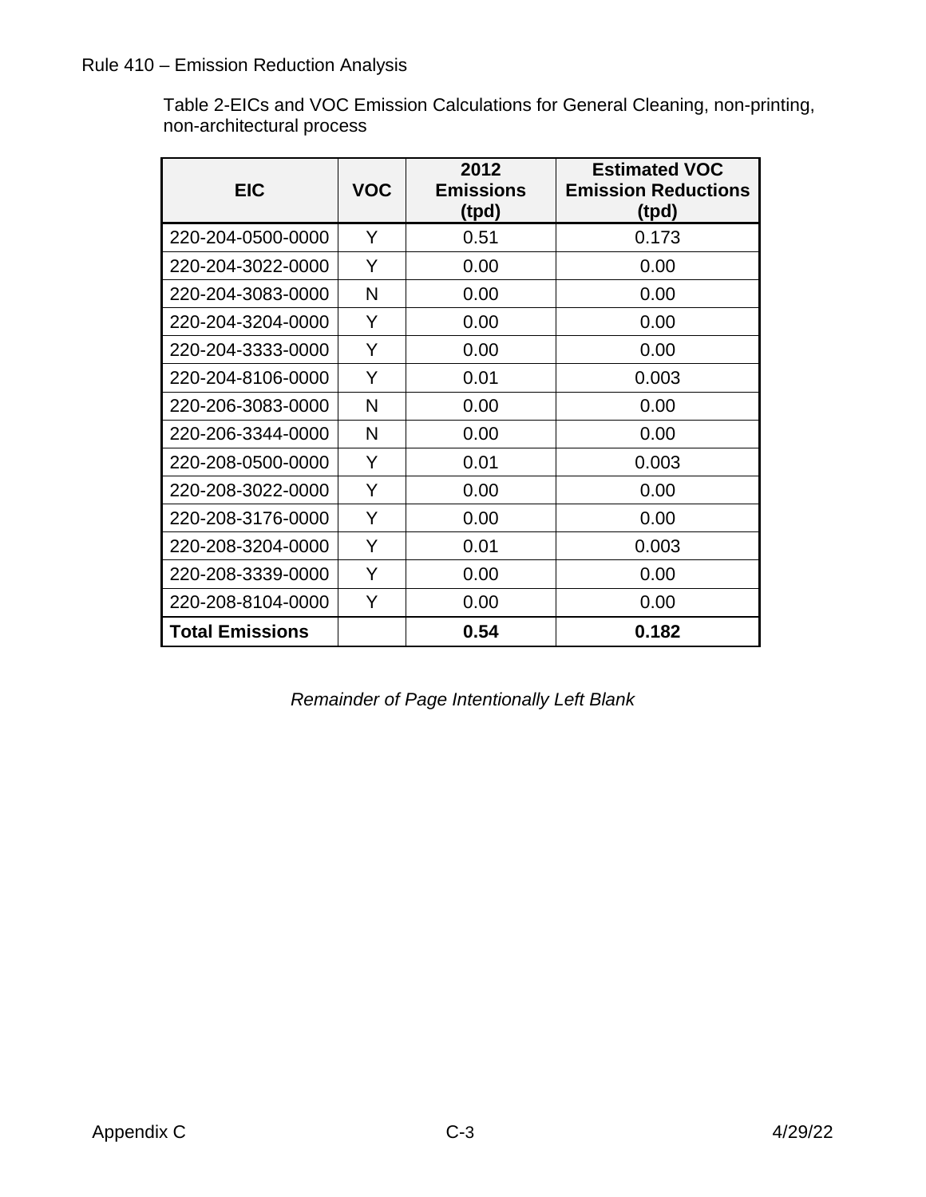Table 2-EICs and VOC Emission Calculations for General Cleaning, non-printing, non-architectural process

| EIC | VOC | 2012 Emissions (tpd) | Estimated VOC Emission Reductions (tpd) |
|---|---|---|---|
| 220-204-0500-0000 | Y | 0.51 | 0.173 |
| 220-204-3022-0000 | Y | 0.00 | 0.00 |
| 220-204-3083-0000 | N | 0.00 | 0.00 |
| 220-204-3204-0000 | Y | 0.00 | 0.00 |
| 220-204-3333-0000 | Y | 0.00 | 0.00 |
| 220-204-8106-0000 | Y | 0.01 | 0.003 |
| 220-206-3083-0000 | N | 0.00 | 0.00 |
| 220-206-3344-0000 | N | 0.00 | 0.00 |
| 220-208-0500-0000 | Y | 0.01 | 0.003 |
| 220-208-3022-0000 | Y | 0.00 | 0.00 |
| 220-208-3176-0000 | Y | 0.00 | 0.00 |
| 220-208-3204-0000 | Y | 0.01 | 0.003 |
| 220-208-3339-0000 | Y | 0.00 | 0.00 |
| 220-208-8104-0000 | Y | 0.00 | 0.00 |
| **Total Emissions** | | **0.54** | **0.182** |

*Remainder of Page Intentionally Left Blank*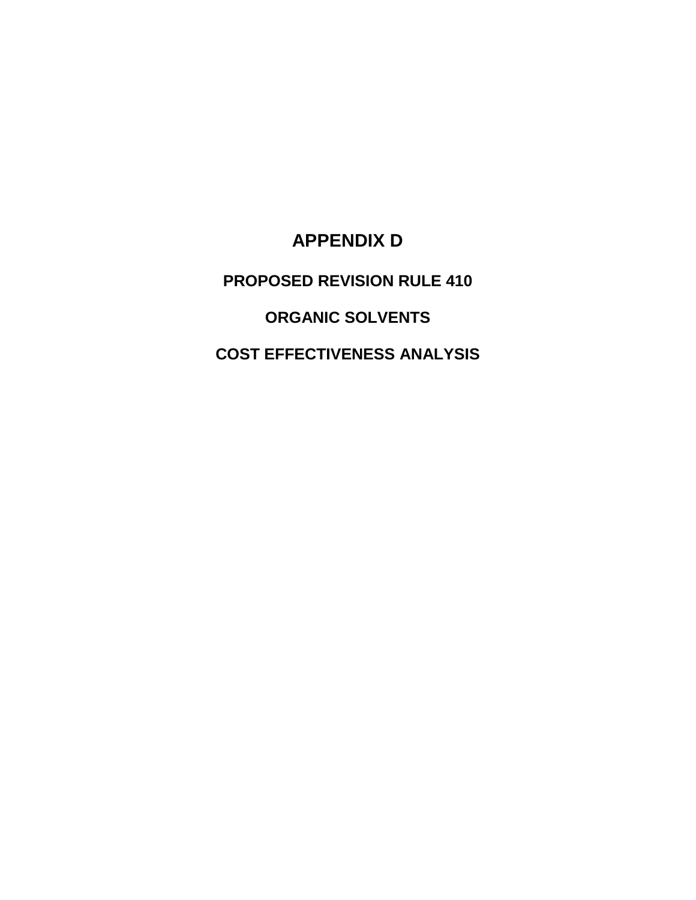# APPENDIX D

## PROPOSED REVISION RULE 410

## ORGANIC SOLVENTS

## COST EFFECTIVENESS ANALYSIS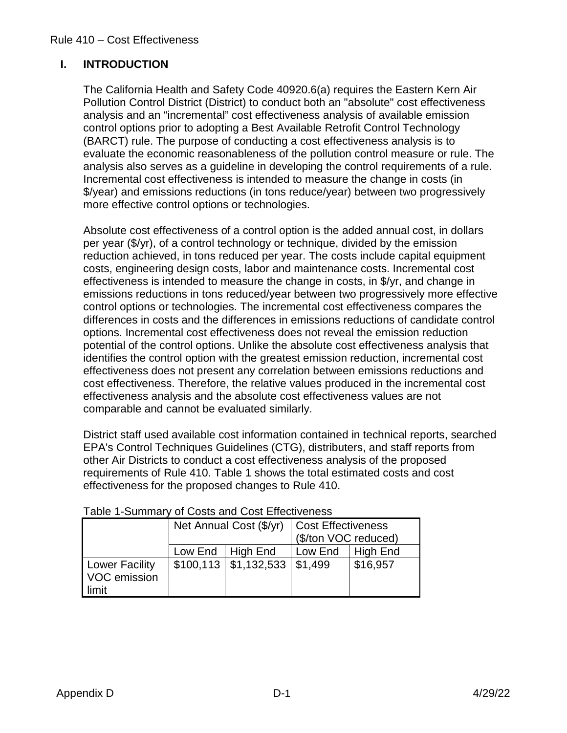## I. INTRODUCTION

The California Health and Safety Code 40920.6(a) requires the Eastern Kern Air Pollution Control District (District) to conduct both an "absolute" cost effectiveness analysis and an "incremental" cost effectiveness analysis of available emission control options prior to adopting a Best Available Retrofit Control Technology (BARCT) rule. The purpose of conducting a cost effectiveness analysis is to evaluate the economic reasonableness of the pollution control measure or rule. The analysis also serves as a guideline in developing the control requirements of a rule. Incremental cost effectiveness is intended to measure the change in costs (in $/year) and emissions reductions (in tons reduce/year) between two progressively more effective control options or technologies.

Absolute cost effectiveness of a control option is the added annual cost, in dollars per year ($/yr), of a control technology or technique, divided by the emission reduction achieved, in tons reduced per year. The costs include capital equipment costs, engineering design costs, labor and maintenance costs. Incremental cost effectiveness is intended to measure the change in costs, in $/yr, and change in emissions reductions in tons reduced/year between two progressively more effective control options or technologies. The incremental cost effectiveness compares the differences in costs and the differences in emissions reductions of candidate control options. Incremental cost effectiveness does not reveal the emission reduction potential of the control options. Unlike the absolute cost effectiveness analysis that identifies the control option with the greatest emission reduction, incremental cost effectiveness does not present any correlation between emissions reductions and cost effectiveness. Therefore, the relative values produced in the incremental cost effectiveness analysis and the absolute cost effectiveness values are not comparable and cannot be evaluated similarly.

District staff used available cost information contained in technical reports, searched EPA's Control Techniques Guidelines (CTG), distributers, and staff reports from other Air Districts to conduct a cost effectiveness analysis of the proposed requirements of Rule 410. Table 1 shows the total estimated costs and cost effectiveness for the proposed changes to Rule 410.

Table 1-Summary of Costs and Cost Effectiveness

| | Net Annual Cost ($/yr) | | Cost Effectiveness ($/ton VOC reduced) | |
|---|---|---|---|---|
| | Low End | High End | Low End | High End |
| Lower Facility VOC emission limit | $100,113 | $1,132,533 | $1,499 | $16,957 |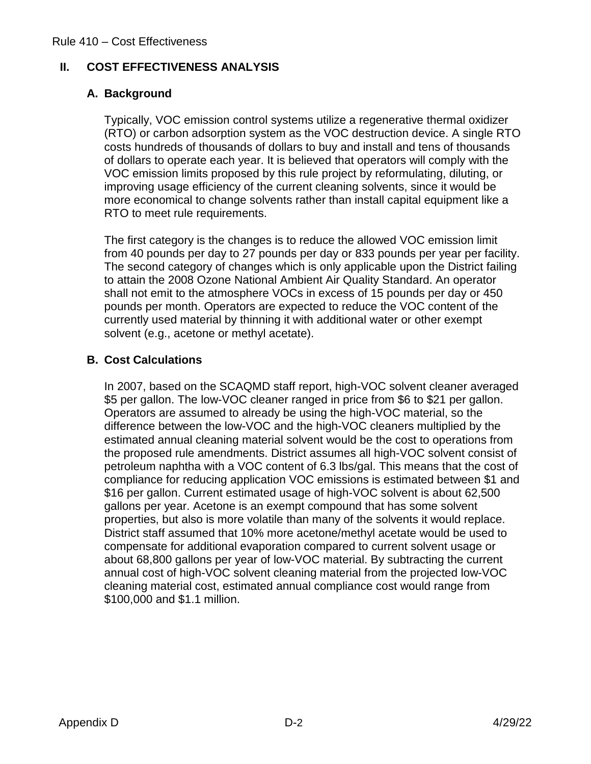## II. COST EFFECTIVENESS ANALYSIS

### A. Background

Typically, VOC emission control systems utilize a regenerative thermal oxidizer (RTO) or carbon adsorption system as the VOC destruction device. A single RTO costs hundreds of thousands of dollars to buy and install and tens of thousands of dollars to operate each year. It is believed that operators will comply with the VOC emission limits proposed by this rule project by reformulating, diluting, or improving usage efficiency of the current cleaning solvents, since it would be more economical to change solvents rather than install capital equipment like a RTO to meet rule requirements.

The first category is the changes is to reduce the allowed VOC emission limit from 40 pounds per day to 27 pounds per day or 833 pounds per year per facility. The second category of changes which is only applicable upon the District failing to attain the 2008 Ozone National Ambient Air Quality Standard. An operator shall not emit to the atmosphere VOCs in excess of 15 pounds per day or 450 pounds per month. Operators are expected to reduce the VOC content of the currently used material by thinning it with additional water or other exempt solvent (e.g., acetone or methyl acetate).

### B. Cost Calculations

In 2007, based on the SCAQMD staff report, high-VOC solvent cleaner averaged $5 per gallon. The low-VOC cleaner ranged in price from $6 to $21 per gallon. Operators are assumed to already be using the high-VOC material, so the difference between the low-VOC and the high-VOC cleaners multiplied by the estimated annual cleaning material solvent would be the cost to operations from the proposed rule amendments. District assumes all high-VOC solvent consist of petroleum naphtha with a VOC content of 6.3 lbs/gal. This means that the cost of compliance for reducing application VOC emissions is estimated between $1 and $16 per gallon. Current estimated usage of high-VOC solvent is about 62,500 gallons per year. Acetone is an exempt compound that has some solvent properties, but also is more volatile than many of the solvents it would replace. District staff assumed that 10% more acetone/methyl acetate would be used to compensate for additional evaporation compared to current solvent usage or about 68,800 gallons per year of low-VOC material. By subtracting the current annual cost of high-VOC solvent cleaning material from the projected low-VOC cleaning material cost, estimated annual compliance cost would range from $100,000 and $1.1 million.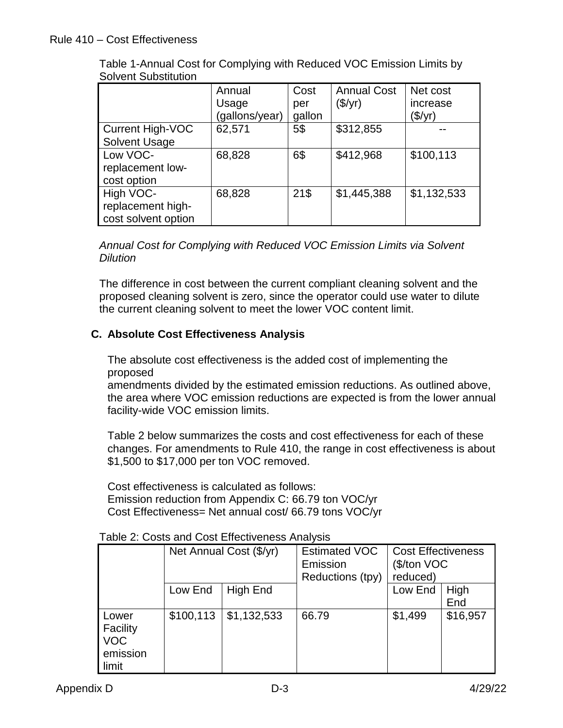Table 1-Annual Cost for Complying with Reduced VOC Emission Limits by Solvent Substitution

| | Annual Usage (gallons/year) | Cost per gallon | Annual Cost ($/yr) | Net cost increase ($/yr) |
|---|---|---|---|---|
| Current High-VOC Solvent Usage | 62,571 | 5$ | $312,855 | -- |
| Low VOC-replacement low-cost option | 68,828 | 6$ | $412,968 | $100,113 |
| High VOC-replacement high-cost solvent option | 68,828 | 21$ | $1,445,388 | $1,132,533 |

*Annual Cost for Complying with Reduced VOC Emission Limits via Solvent Dilution*

The difference in cost between the current compliant cleaning solvent and the proposed cleaning solvent is zero, since the operator could use water to dilute the current cleaning solvent to meet the lower VOC content limit.

### C. Absolute Cost Effectiveness Analysis

The absolute cost effectiveness is the added cost of implementing the proposed amendments divided by the estimated emission reductions. As outlined above, the area where VOC emission reductions are expected is from the lower annual facility-wide VOC emission limits.

Table 2 below summarizes the costs and cost effectiveness for each of these changes. For amendments to Rule 410, the range in cost effectiveness is about $1,500 to $17,000 per ton VOC removed.

Cost effectiveness is calculated as follows:
Emission reduction from Appendix C: 66.79 ton VOC/yr
Cost Effectiveness= Net annual cost/ 66.79 tons VOC/yr

Table 2: Costs and Cost Effectiveness Analysis

| | Net Annual Cost ($/yr) | | Estimated VOC Emission Reductions (tpy) | Cost Effectiveness ($/ton VOC reduced) | |
|---|---|---|---|---|---|
| | Low End | High End | | Low End | High End |
| Lower Facility VOC emission limit | $100,113 | $1,132,533 | 66.79 | $1,499 | $16,957 |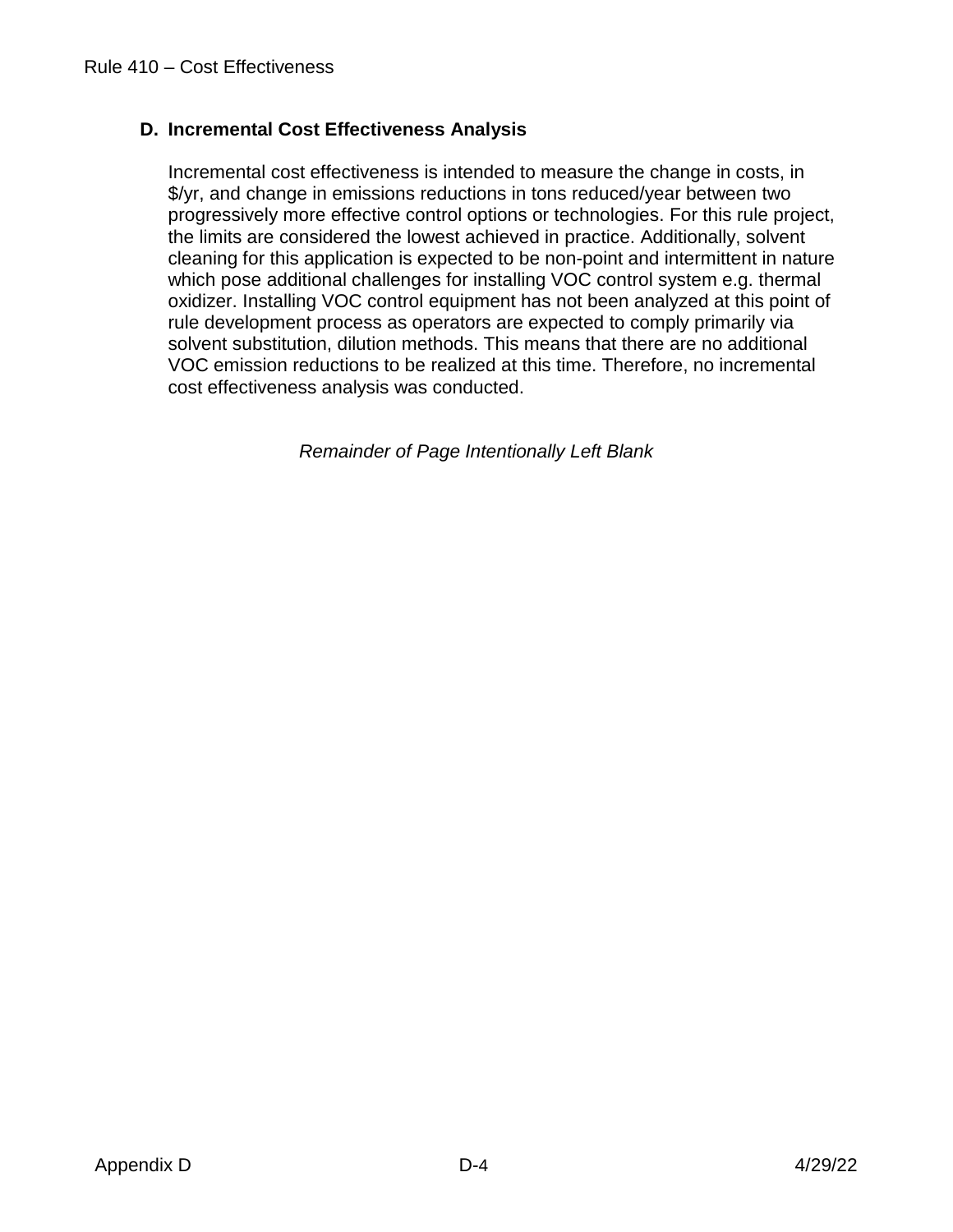## D. Incremental Cost Effectiveness Analysis

Incremental cost effectiveness is intended to measure the change in costs, in $/yr, and change in emissions reductions in tons reduced/year between two progressively more effective control options or technologies. For this rule project, the limits are considered the lowest achieved in practice. Additionally, solvent cleaning for this application is expected to be non-point and intermittent in nature which pose additional challenges for installing VOC control system e.g. thermal oxidizer. Installing VOC control equipment has not been analyzed at this point of rule development process as operators are expected to comply primarily via solvent substitution, dilution methods. This means that there are no additional VOC emission reductions to be realized at this time. Therefore, no incremental cost effectiveness analysis was conducted.

*Remainder of Page Intentionally Left Blank*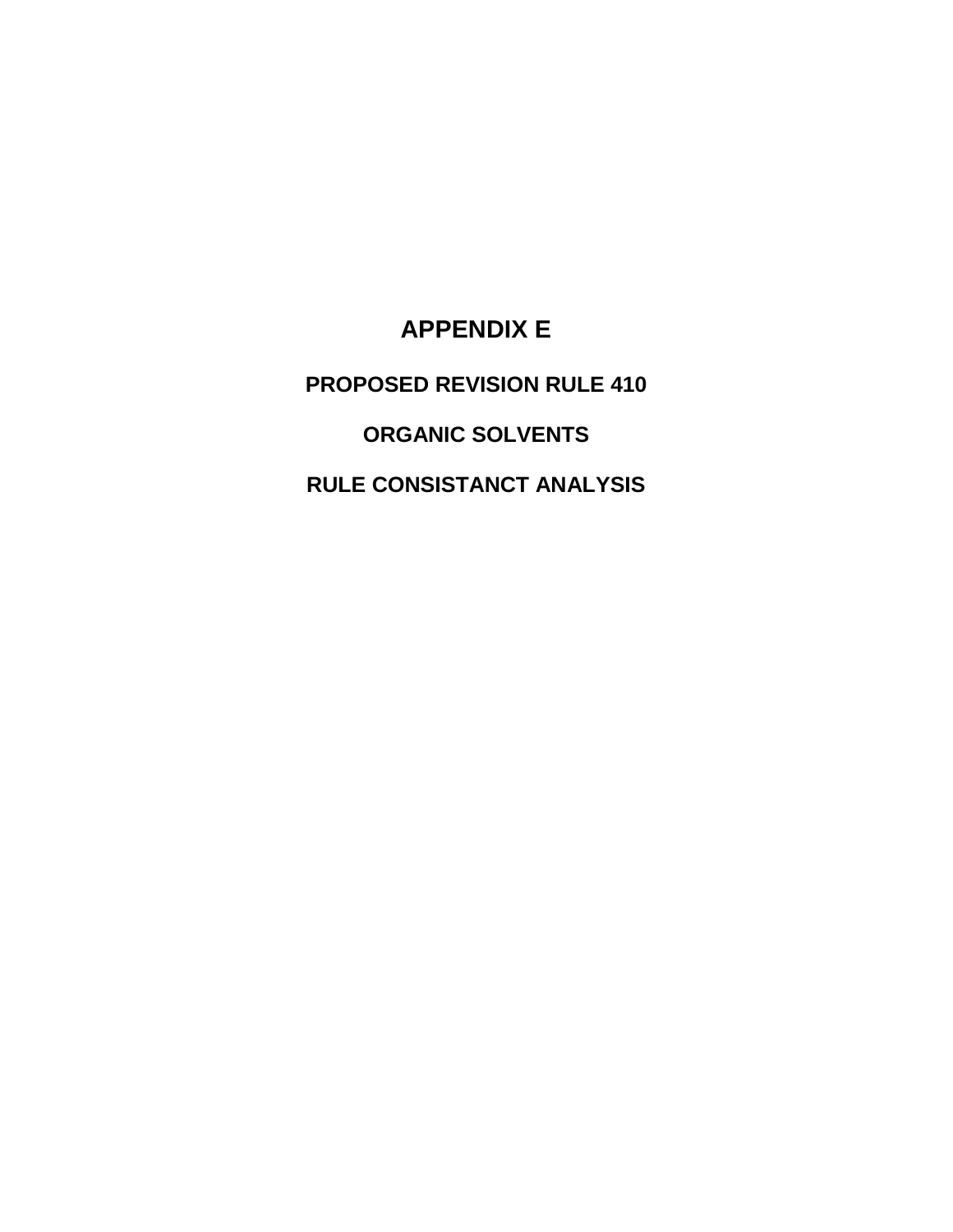# APPENDIX E

## PROPOSED REVISION RULE 410

## ORGANIC SOLVENTS

## RULE CONSISTANCT ANALYSIS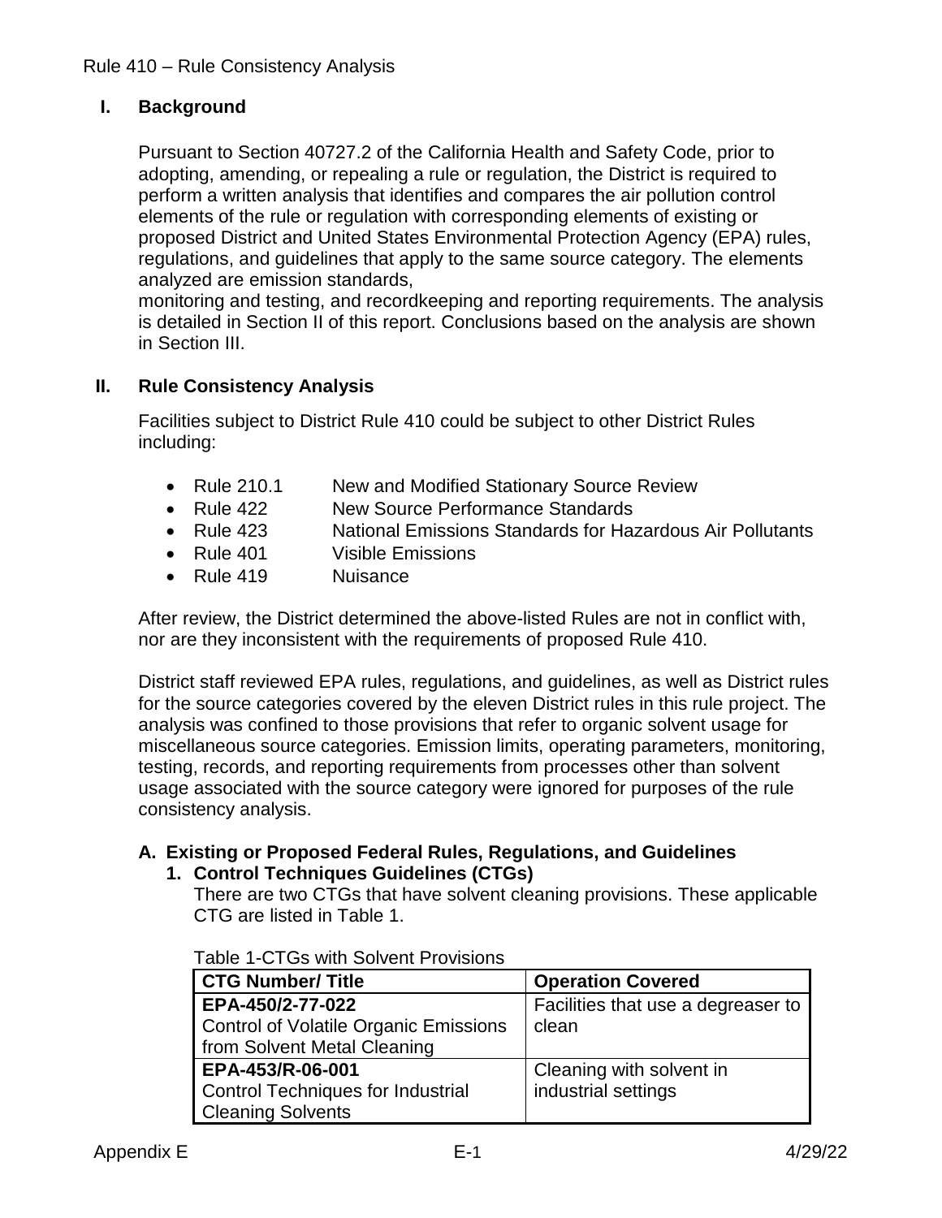Rule 410 – Rule Consistency Analysis

## I. Background

Pursuant to Section 40727.2 of the California Health and Safety Code, prior to adopting, amending, or repealing a rule or regulation, the District is required to perform a written analysis that identifies and compares the air pollution control elements of the rule or regulation with corresponding elements of existing or proposed District and United States Environmental Protection Agency (EPA) rules, regulations, and guidelines that apply to the same source category. The elements analyzed are emission standards,
monitoring and testing, and recordkeeping and reporting requirements. The analysis is detailed in Section II of this report. Conclusions based on the analysis are shown in Section III.

## II. Rule Consistency Analysis

Facilities subject to District Rule 410 could be subject to other District Rules including:

- Rule 210.1 New and Modified Stationary Source Review
- Rule 422 New Source Performance Standards
- Rule 423 National Emissions Standards for Hazardous Air Pollutants
- Rule 401 Visible Emissions
- Rule 419 Nuisance

After review, the District determined the above-listed Rules are not in conflict with, nor are they inconsistent with the requirements of proposed Rule 410.

District staff reviewed EPA rules, regulations, and guidelines, as well as District rules for the source categories covered by the eleven District rules in this rule project. The analysis was confined to those provisions that refer to organic solvent usage for miscellaneous source categories. Emission limits, operating parameters, monitoring, testing, records, and reporting requirements from processes other than solvent usage associated with the source category were ignored for purposes of the rule consistency analysis.

### A. Existing or Proposed Federal Rules, Regulations, and Guidelines

#### 1. Control Techniques Guidelines (CTGs)

There are two CTGs that have solvent cleaning provisions. These applicable CTG are listed in Table 1.

Table 1-CTGs with Solvent Provisions

| CTG Number/ Title | Operation Covered |
|---|---|
| **EPA-450/2-77-022** Control of Volatile Organic Emissions from Solvent Metal Cleaning | Facilities that use a degreaser to clean |
| **EPA-453/R-06-001** Control Techniques for Industrial Cleaning Solvents | Cleaning with solvent in industrial settings |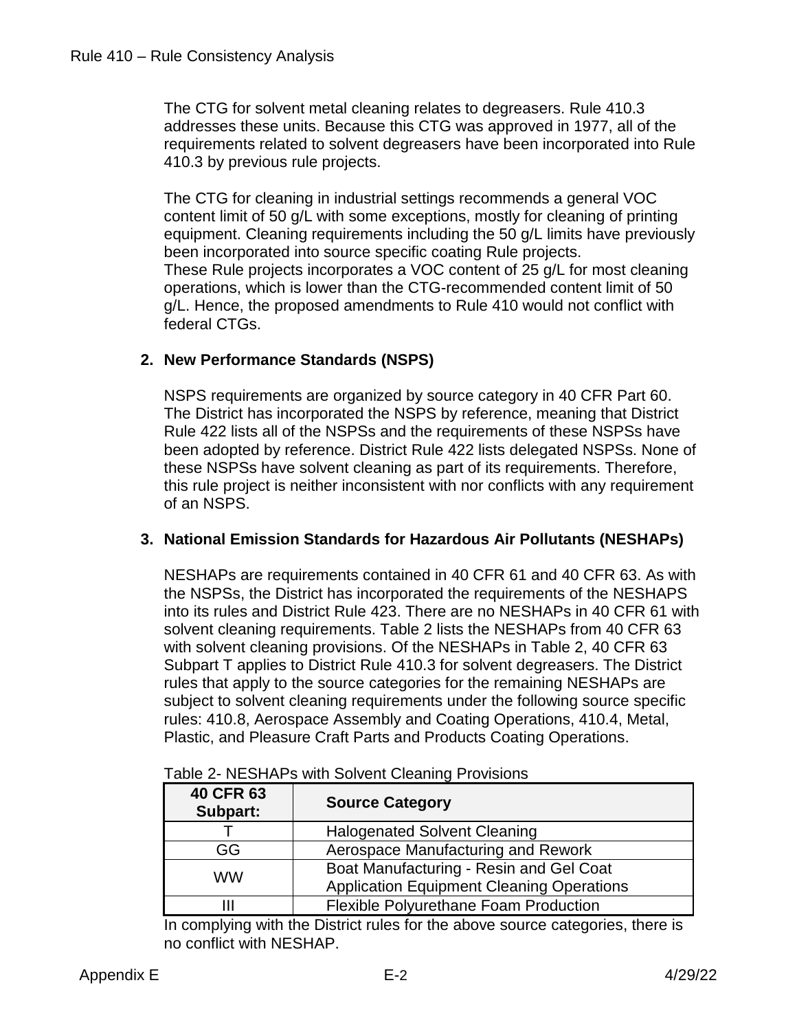The CTG for solvent metal cleaning relates to degreasers. Rule 410.3 addresses these units. Because this CTG was approved in 1977, all of the requirements related to solvent degreasers have been incorporated into Rule 410.3 by previous rule projects.

The CTG for cleaning in industrial settings recommends a general VOC content limit of 50 g/L with some exceptions, mostly for cleaning of printing equipment. Cleaning requirements including the 50 g/L limits have previously been incorporated into source specific coating Rule projects.
These Rule projects incorporates a VOC content of 25 g/L for most cleaning operations, which is lower than the CTG-recommended content limit of 50 g/L. Hence, the proposed amendments to Rule 410 would not conflict with federal CTGs.

## 2. New Performance Standards (NSPS)

NSPS requirements are organized by source category in 40 CFR Part 60. The District has incorporated the NSPS by reference, meaning that District Rule 422 lists all of the NSPSs and the requirements of these NSPSs have been adopted by reference. District Rule 422 lists delegated NSPSs. None of these NSPSs have solvent cleaning as part of its requirements. Therefore, this rule project is neither inconsistent with nor conflicts with any requirement of an NSPS.

## 3. National Emission Standards for Hazardous Air Pollutants (NESHAPs)

NESHAPs are requirements contained in 40 CFR 61 and 40 CFR 63. As with the NSPSs, the District has incorporated the requirements of the NESHAPS into its rules and District Rule 423. There are no NESHAPs in 40 CFR 61 with solvent cleaning requirements. Table 2 lists the NESHAPs from 40 CFR 63 with solvent cleaning provisions. Of the NESHAPs in Table 2, 40 CFR 63 Subpart T applies to District Rule 410.3 for solvent degreasers. The District rules that apply to the source categories for the remaining NESHAPs are subject to solvent cleaning requirements under the following source specific rules: 410.8, Aerospace Assembly and Coating Operations, 410.4, Metal, Plastic, and Pleasure Craft Parts and Products Coating Operations.

Table 2- NESHAPs with Solvent Cleaning Provisions

| 40 CFR 63 Subpart: | Source Category |
|---|---|
| T | Halogenated Solvent Cleaning |
| GG | Aerospace Manufacturing and Rework |
| WW | Boat Manufacturing - Resin and Gel Coat Application Equipment Cleaning Operations |
| III | Flexible Polyurethane Foam Production |

In complying with the District rules for the above source categories, there is no conflict with NESHAP.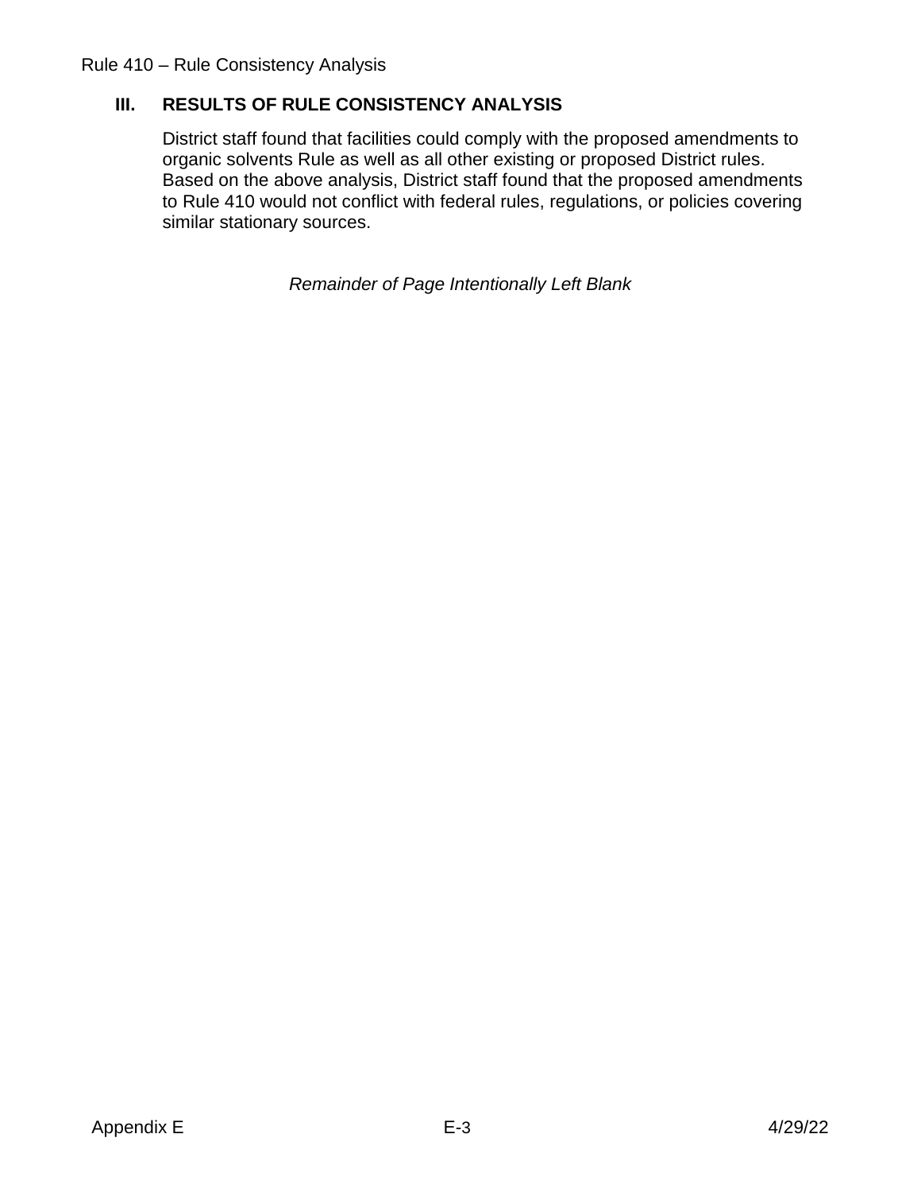## III. RESULTS OF RULE CONSISTENCY ANALYSIS

District staff found that facilities could comply with the proposed amendments to organic solvents Rule as well as all other existing or proposed District rules. Based on the above analysis, District staff found that the proposed amendments to Rule 410 would not conflict with federal rules, regulations, or policies covering similar stationary sources.

*Remainder of Page Intentionally Left Blank*